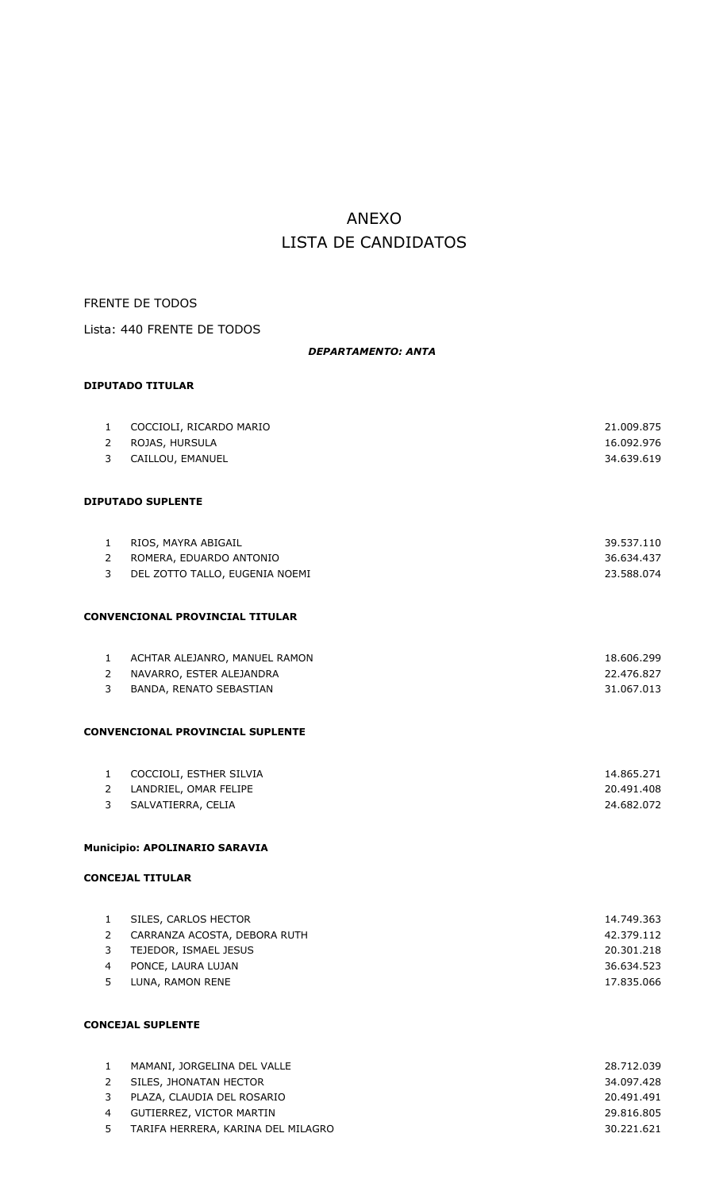# ANEXO
# LISTA DE CANDIDATOS

FRENTE DE TODOS

Lista: 440 FRENTE DE TODOS

***DEPARTAMENTO: ANTA***

**DIPUTADO TITULAR**

| | | |
|---|---|---|
| 1 | COCCIOLI, RICARDO MARIO | 21.009.875 |
| 2 | ROJAS, HURSULA | 16.092.976 |
| 3 | CAILLOU, EMANUEL | 34.639.619 |

**DIPUTADO SUPLENTE**

| | | |
|---|---|---|
| 1 | RIOS, MAYRA ABIGAIL | 39.537.110 |
| 2 | ROMERA, EDUARDO ANTONIO | 36.634.437 |
| 3 | DEL ZOTTO TALLO, EUGENIA NOEMI | 23.588.074 |

**CONVENCIONAL PROVINCIAL TITULAR**

| | | |
|---|---|---|
| 1 | ACHTAR ALEJANRO, MANUEL RAMON | 18.606.299 |
| 2 | NAVARRO, ESTER ALEJANDRA | 22.476.827 |
| 3 | BANDA, RENATO SEBASTIAN | 31.067.013 |

**CONVENCIONAL PROVINCIAL SUPLENTE**

| | | |
|---|---|---|
| 1 | COCCIOLI, ESTHER SILVIA | 14.865.271 |
| 2 | LANDRIEL, OMAR FELIPE | 20.491.408 |
| 3 | SALVATIERRA, CELIA | 24.682.072 |

**Municipio: APOLINARIO SARAVIA**

**CONCEJAL TITULAR**

| | | |
|---|---|---|
| 1 | SILES, CARLOS HECTOR | 14.749.363 |
| 2 | CARRANZA ACOSTA, DEBORA RUTH | 42.379.112 |
| 3 | TEJEDOR, ISMAEL JESUS | 20.301.218 |
| 4 | PONCE, LAURA LUJAN | 36.634.523 |
| 5 | LUNA, RAMON RENE | 17.835.066 |

**CONCEJAL SUPLENTE**

| | | |
|---|---|---|
| 1 | MAMANI, JORGELINA DEL VALLE | 28.712.039 |
| 2 | SILES, JHONATAN HECTOR | 34.097.428 |
| 3 | PLAZA, CLAUDIA DEL ROSARIO | 20.491.491 |
| 4 | GUTIERREZ, VICTOR MARTIN | 29.816.805 |
| 5 | TARIFA HERRERA, KARINA DEL MILAGRO | 30.221.621 |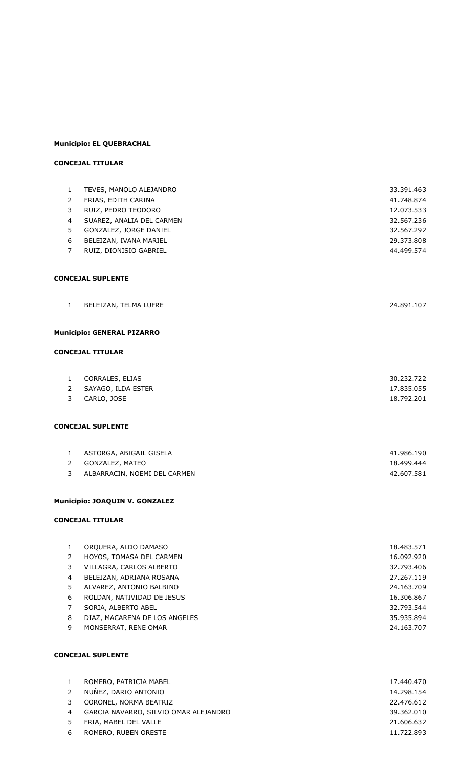**Municipio: EL QUEBRACHAL**

**CONCEJAL TITULAR**

| | | |
|---|---|---|
| 1 | TEVES, MANOLO ALEJANDRO | 33.391.463 |
| 2 | FRIAS, EDITH CARINA | 41.748.874 |
| 3 | RUIZ, PEDRO TEODORO | 12.073.533 |
| 4 | SUAREZ, ANALIA DEL CARMEN | 32.567.236 |
| 5 | GONZALEZ, JORGE DANIEL | 32.567.292 |
| 6 | BELEIZAN, IVANA MARIEL | 29.373.808 |
| 7 | RUIZ, DIONISIO GABRIEL | 44.499.574 |

**CONCEJAL SUPLENTE**

| | | |
|---|---|---|
| 1 | BELEIZAN, TELMA LUFRE | 24.891.107 |

**Municipio: GENERAL PIZARRO**

**CONCEJAL TITULAR**

| | | |
|---|---|---|
| 1 | CORRALES, ELIAS | 30.232.722 |
| 2 | SAYAGO, ILDA ESTER | 17.835.055 |
| 3 | CARLO, JOSE | 18.792.201 |

**CONCEJAL SUPLENTE**

| | | |
|---|---|---|
| 1 | ASTORGA, ABIGAIL GISELA | 41.986.190 |
| 2 | GONZALEZ, MATEO | 18.499.444 |
| 3 | ALBARRACIN, NOEMI DEL CARMEN | 42.607.581 |

**Municipio: JOAQUIN V. GONZALEZ**

**CONCEJAL TITULAR**

| | | |
|---|---|---|
| 1 | ORQUERA, ALDO DAMASO | 18.483.571 |
| 2 | HOYOS, TOMASA DEL CARMEN | 16.092.920 |
| 3 | VILLAGRA, CARLOS ALBERTO | 32.793.406 |
| 4 | BELEIZAN, ADRIANA ROSANA | 27.267.119 |
| 5 | ALVAREZ, ANTONIO BALBINO | 24.163.709 |
| 6 | ROLDAN, NATIVIDAD DE JESUS | 16.306.867 |
| 7 | SORIA, ALBERTO ABEL | 32.793.544 |
| 8 | DIAZ, MACARENA DE LOS ANGELES | 35.935.894 |
| 9 | MONSERRAT, RENE OMAR | 24.163.707 |

**CONCEJAL SUPLENTE**

| | | |
|---|---|---|
| 1 | ROMERO, PATRICIA MABEL | 17.440.470 |
| 2 | NUÑEZ, DARIO ANTONIO | 14.298.154 |
| 3 | CORONEL, NORMA BEATRIZ | 22.476.612 |
| 4 | GARCIA NAVARRO, SILVIO OMAR ALEJANDRO | 39.362.010 |
| 5 | FRIA, MABEL DEL VALLE | 21.606.632 |
| 6 | ROMERO, RUBEN ORESTE | 11.722.893 |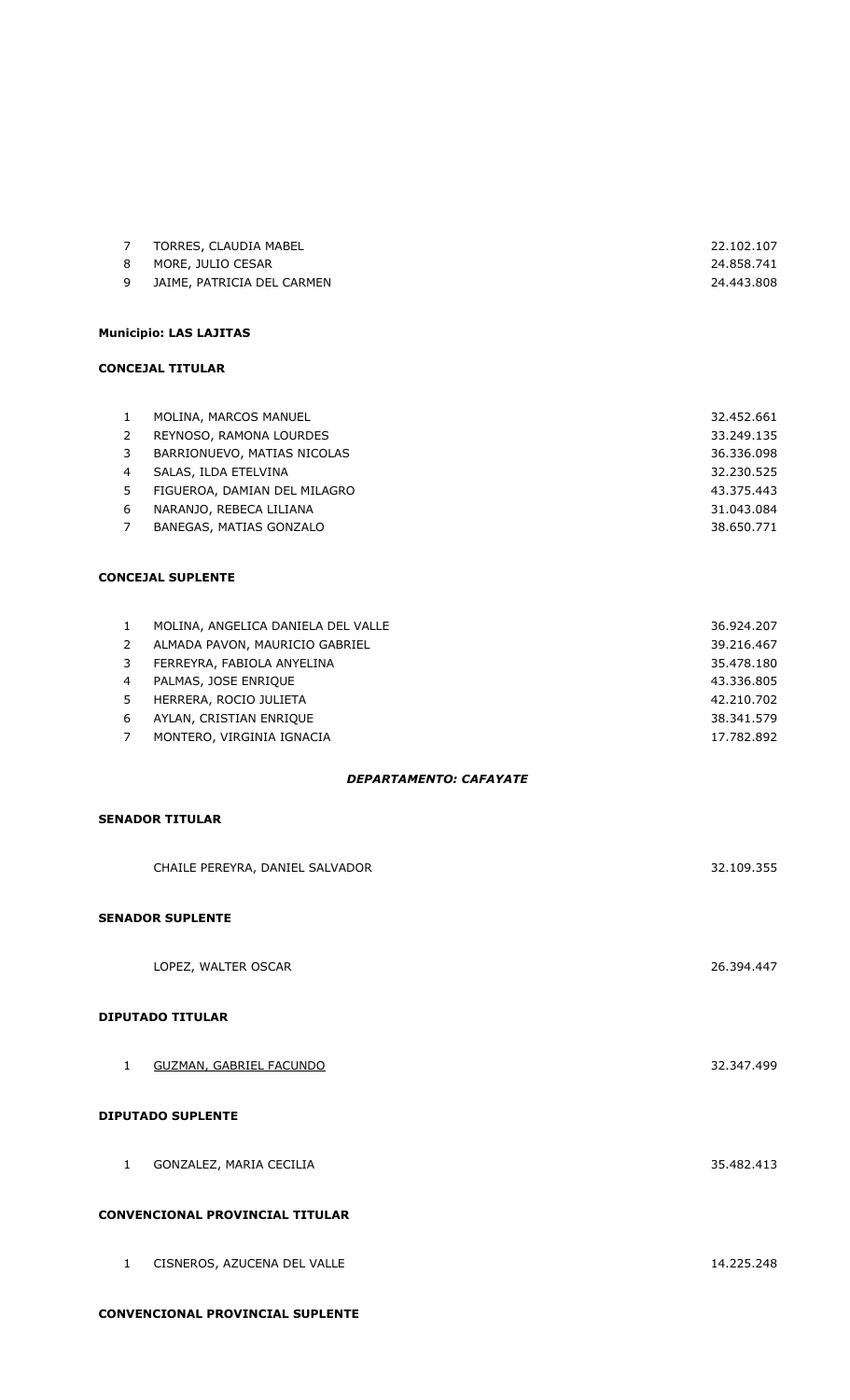| | | |
|---|---|---|
| 7 | TORRES, CLAUDIA MABEL | 22.102.107 |
| 8 | MORE, JULIO CESAR | 24.858.741 |
| 9 | JAIME, PATRICIA DEL CARMEN | 24.443.808 |

**Municipio: LAS LAJITAS**

**CONCEJAL TITULAR**

| | | |
|---|---|---|
| 1 | MOLINA, MARCOS MANUEL | 32.452.661 |
| 2 | REYNOSO, RAMONA LOURDES | 33.249.135 |
| 3 | BARRIONUEVO, MATIAS NICOLAS | 36.336.098 |
| 4 | SALAS, ILDA ETELVINA | 32.230.525 |
| 5 | FIGUEROA, DAMIAN DEL MILAGRO | 43.375.443 |
| 6 | NARANJO, REBECA LILIANA | 31.043.084 |
| 7 | BANEGAS, MATIAS GONZALO | 38.650.771 |

**CONCEJAL SUPLENTE**

| | | |
|---|---|---|
| 1 | MOLINA, ANGELICA DANIELA DEL VALLE | 36.924.207 |
| 2 | ALMADA PAVON, MAURICIO GABRIEL | 39.216.467 |
| 3 | FERREYRA, FABIOLA ANYELINA | 35.478.180 |
| 4 | PALMAS, JOSE ENRIQUE | 43.336.805 |
| 5 | HERRERA, ROCIO JULIETA | 42.210.702 |
| 6 | AYLAN, CRISTIAN ENRIQUE | 38.341.579 |
| 7 | MONTERO, VIRGINIA IGNACIA | 17.782.892 |

***DEPARTAMENTO: CAFAYATE***

**SENADOR TITULAR**

CHAILE PEREYRA, DANIEL SALVADOR 32.109.355

**SENADOR SUPLENTE**

LOPEZ, WALTER OSCAR 26.394.447

**DIPUTADO TITULAR**

1 GUZMAN, GABRIEL FACUNDO 32.347.499

**DIPUTADO SUPLENTE**

1 GONZALEZ, MARIA CECILIA 35.482.413

**CONVENCIONAL PROVINCIAL TITULAR**

1 CISNEROS, AZUCENA DEL VALLE 14.225.248

**CONVENCIONAL PROVINCIAL SUPLENTE**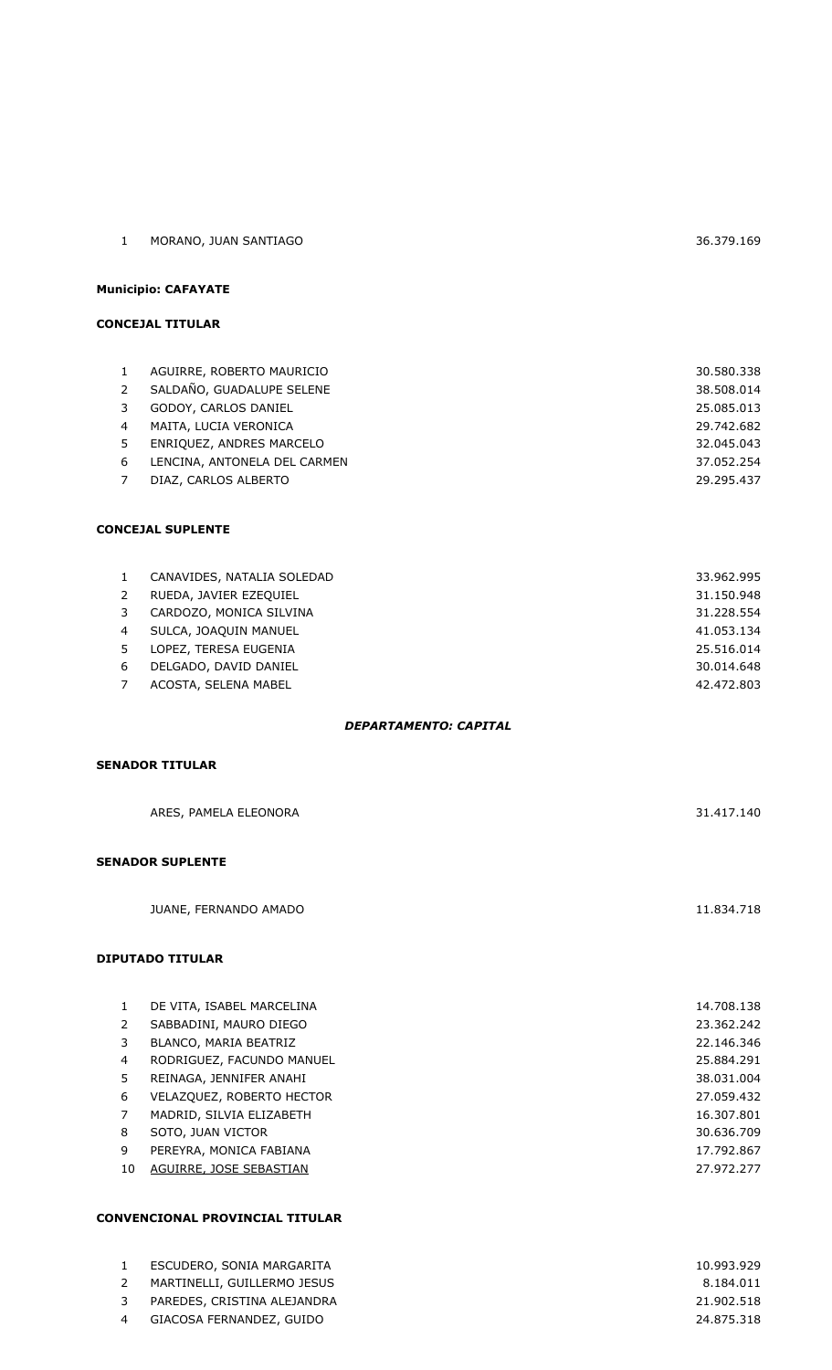| | | |
|---|---|---|
| 1 | MORANO, JUAN SANTIAGO | 36.379.169 |

**Municipio: CAFAYATE**

**CONCEJAL TITULAR**

| | | |
|---|---|---|
| 1 | AGUIRRE, ROBERTO MAURICIO | 30.580.338 |
| 2 | SALDAÑO, GUADALUPE SELENE | 38.508.014 |
| 3 | GODOY, CARLOS DANIEL | 25.085.013 |
| 4 | MAITA, LUCIA VERONICA | 29.742.682 |
| 5 | ENRIQUEZ, ANDRES MARCELO | 32.045.043 |
| 6 | LENCINA, ANTONELA DEL CARMEN | 37.052.254 |
| 7 | DIAZ, CARLOS ALBERTO | 29.295.437 |

**CONCEJAL SUPLENTE**

| | | |
|---|---|---|
| 1 | CANAVIDES, NATALIA SOLEDAD | 33.962.995 |
| 2 | RUEDA, JAVIER EZEQUIEL | 31.150.948 |
| 3 | CARDOZO, MONICA SILVINA | 31.228.554 |
| 4 | SULCA, JOAQUIN MANUEL | 41.053.134 |
| 5 | LOPEZ, TERESA EUGENIA | 25.516.014 |
| 6 | DELGADO, DAVID DANIEL | 30.014.648 |
| 7 | ACOSTA, SELENA MABEL | 42.472.803 |

***DEPARTAMENTO: CAPITAL***

**SENADOR TITULAR**

| | |
|---|---|
| ARES, PAMELA ELEONORA | 31.417.140 |

**SENADOR SUPLENTE**

| | |
|---|---|
| JUANE, FERNANDO AMADO | 11.834.718 |

**DIPUTADO TITULAR**

| | | |
|---|---|---|
| 1 | DE VITA, ISABEL MARCELINA | 14.708.138 |
| 2 | SABBADINI, MAURO DIEGO | 23.362.242 |
| 3 | BLANCO, MARIA BEATRIZ | 22.146.346 |
| 4 | RODRIGUEZ, FACUNDO MANUEL | 25.884.291 |
| 5 | REINAGA, JENNIFER ANAHI | 38.031.004 |
| 6 | VELAZQUEZ, ROBERTO HECTOR | 27.059.432 |
| 7 | MADRID, SILVIA ELIZABETH | 16.307.801 |
| 8 | SOTO, JUAN VICTOR | 30.636.709 |
| 9 | PEREYRA, MONICA FABIANA | 17.792.867 |
| 10 | AGUIRRE, JOSE SEBASTIAN | 27.972.277 |

**CONVENCIONAL PROVINCIAL TITULAR**

| | | |
|---|---|---|
| 1 | ESCUDERO, SONIA MARGARITA | 10.993.929 |
| 2 | MARTINELLI, GUILLERMO JESUS | 8.184.011 |
| 3 | PAREDES, CRISTINA ALEJANDRA | 21.902.518 |
| 4 | GIACOSA FERNANDEZ, GUIDO | 24.875.318 |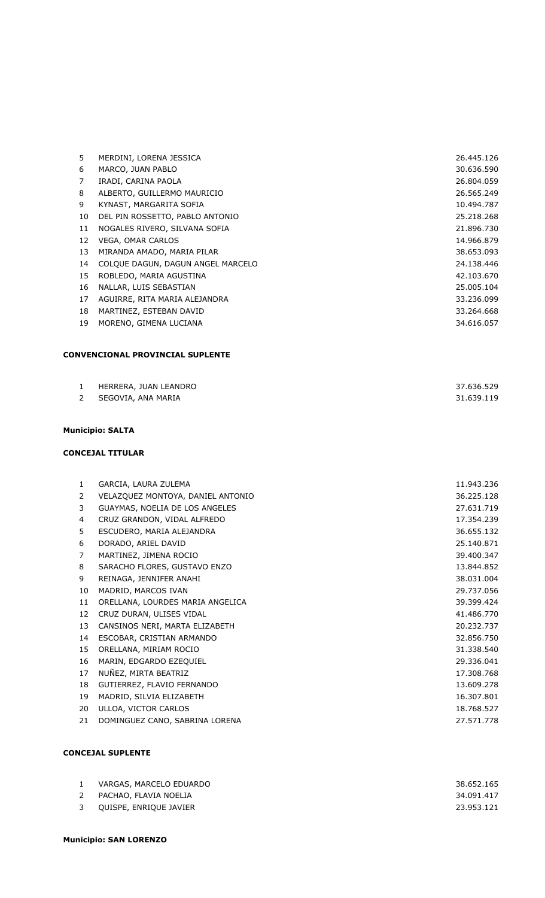| | | |
|---|---|---|
| 5 | MERDINI, LORENA JESSICA | 26.445.126 |
| 6 | MARCO, JUAN PABLO | 30.636.590 |
| 7 | IRADI, CARINA PAOLA | 26.804.059 |
| 8 | ALBERTO, GUILLERMO MAURICIO | 26.565.249 |
| 9 | KYNAST, MARGARITA SOFIA | 10.494.787 |
| 10 | DEL PIN ROSSETTO, PABLO ANTONIO | 25.218.268 |
| 11 | NOGALES RIVERO, SILVANA SOFIA | 21.896.730 |
| 12 | VEGA, OMAR CARLOS | 14.966.879 |
| 13 | MIRANDA AMADO, MARIA PILAR | 38.653.093 |
| 14 | COLQUE DAGUN, DAGUN ANGEL MARCELO | 24.138.446 |
| 15 | ROBLEDO, MARIA AGUSTINA | 42.103.670 |
| 16 | NALLAR, LUIS SEBASTIAN | 25.005.104 |
| 17 | AGUIRRE, RITA MARIA ALEJANDRA | 33.236.099 |
| 18 | MARTINEZ, ESTEBAN DAVID | 33.264.668 |
| 19 | MORENO, GIMENA LUCIANA | 34.616.057 |

**CONVENCIONAL PROVINCIAL SUPLENTE**

| | | |
|---|---|---|
| 1 | HERRERA, JUAN LEANDRO | 37.636.529 |
| 2 | SEGOVIA, ANA MARIA | 31.639.119 |

**Municipio: SALTA**

**CONCEJAL TITULAR**

| | | |
|---|---|---|
| 1 | GARCIA, LAURA ZULEMA | 11.943.236 |
| 2 | VELAZQUEZ MONTOYA, DANIEL ANTONIO | 36.225.128 |
| 3 | GUAYMAS, NOELIA DE LOS ANGELES | 27.631.719 |
| 4 | CRUZ GRANDON, VIDAL ALFREDO | 17.354.239 |
| 5 | ESCUDERO, MARIA ALEJANDRA | 36.655.132 |
| 6 | DORADO, ARIEL DAVID | 25.140.871 |
| 7 | MARTINEZ, JIMENA ROCIO | 39.400.347 |
| 8 | SARACHO FLORES, GUSTAVO ENZO | 13.844.852 |
| 9 | REINAGA, JENNIFER ANAHI | 38.031.004 |
| 10 | MADRID, MARCOS IVAN | 29.737.056 |
| 11 | ORELLANA, LOURDES MARIA ANGELICA | 39.399.424 |
| 12 | CRUZ DURAN, ULISES VIDAL | 41.486.770 |
| 13 | CANSINOS NERI, MARTA ELIZABETH | 20.232.737 |
| 14 | ESCOBAR, CRISTIAN ARMANDO | 32.856.750 |
| 15 | ORELLANA, MIRIAM ROCIO | 31.338.540 |
| 16 | MARIN, EDGARDO EZEQUIEL | 29.336.041 |
| 17 | NUÑEZ, MIRTA BEATRIZ | 17.308.768 |
| 18 | GUTIERREZ, FLAVIO FERNANDO | 13.609.278 |
| 19 | MADRID, SILVIA ELIZABETH | 16.307.801 |
| 20 | ULLOA, VICTOR CARLOS | 18.768.527 |
| 21 | DOMINGUEZ CANO, SABRINA LORENA | 27.571.778 |

**CONCEJAL SUPLENTE**

| | | |
|---|---|---|
| 1 | VARGAS, MARCELO EDUARDO | 38.652.165 |
| 2 | PACHAO, FLAVIA NOELIA | 34.091.417 |
| 3 | QUISPE, ENRIQUE JAVIER | 23.953.121 |

**Municipio: SAN LORENZO**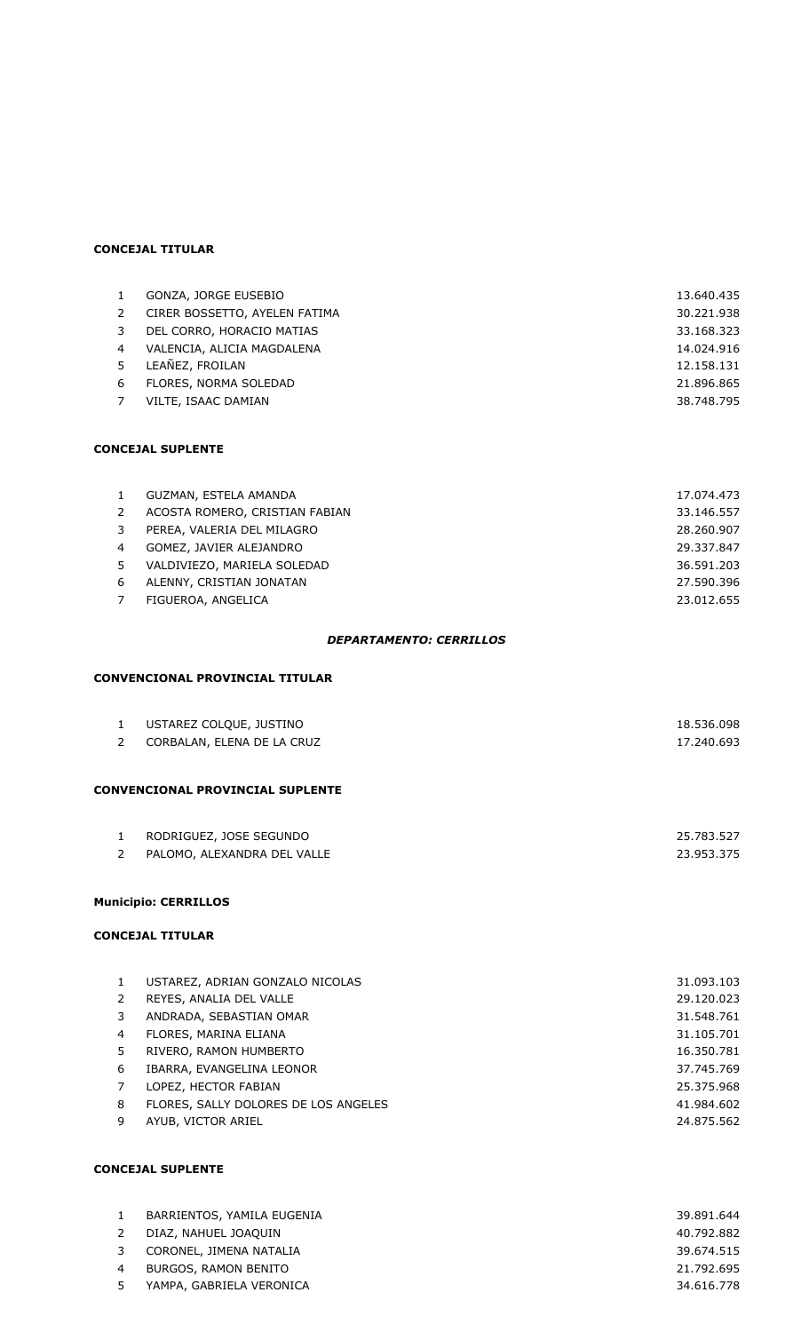**CONCEJAL TITULAR**

| | | |
|---|---|---|
| 1 | GONZA, JORGE EUSEBIO | 13.640.435 |
| 2 | CIRER BOSSETTO, AYELEN FATIMA | 30.221.938 |
| 3 | DEL CORRO, HORACIO MATIAS | 33.168.323 |
| 4 | VALENCIA, ALICIA MAGDALENA | 14.024.916 |
| 5 | LEAÑEZ, FROILAN | 12.158.131 |
| 6 | FLORES, NORMA SOLEDAD | 21.896.865 |
| 7 | VILTE, ISAAC DAMIAN | 38.748.795 |

**CONCEJAL SUPLENTE**

| | | |
|---|---|---|
| 1 | GUZMAN, ESTELA AMANDA | 17.074.473 |
| 2 | ACOSTA ROMERO, CRISTIAN FABIAN | 33.146.557 |
| 3 | PEREA, VALERIA DEL MILAGRO | 28.260.907 |
| 4 | GOMEZ, JAVIER ALEJANDRO | 29.337.847 |
| 5 | VALDIVIEZO, MARIELA SOLEDAD | 36.591.203 |
| 6 | ALENNY, CRISTIAN JONATAN | 27.590.396 |
| 7 | FIGUEROA, ANGELICA | 23.012.655 |

***DEPARTAMENTO: CERRILLOS***

**CONVENCIONAL PROVINCIAL TITULAR**

| | | |
|---|---|---|
| 1 | USTAREZ COLQUE, JUSTINO | 18.536.098 |
| 2 | CORBALAN, ELENA DE LA CRUZ | 17.240.693 |

**CONVENCIONAL PROVINCIAL SUPLENTE**

| | | |
|---|---|---|
| 1 | RODRIGUEZ, JOSE SEGUNDO | 25.783.527 |
| 2 | PALOMO, ALEXANDRA DEL VALLE | 23.953.375 |

**Municipio: CERRILLOS**

**CONCEJAL TITULAR**

| | | |
|---|---|---|
| 1 | USTAREZ, ADRIAN GONZALO NICOLAS | 31.093.103 |
| 2 | REYES, ANALIA DEL VALLE | 29.120.023 |
| 3 | ANDRADA, SEBASTIAN OMAR | 31.548.761 |
| 4 | FLORES, MARINA ELIANA | 31.105.701 |
| 5 | RIVERO, RAMON HUMBERTO | 16.350.781 |
| 6 | IBARRA, EVANGELINA LEONOR | 37.745.769 |
| 7 | LOPEZ, HECTOR FABIAN | 25.375.968 |
| 8 | FLORES, SALLY DOLORES DE LOS ANGELES | 41.984.602 |
| 9 | AYUB, VICTOR ARIEL | 24.875.562 |

**CONCEJAL SUPLENTE**

| | | |
|---|---|---|
| 1 | BARRIENTOS, YAMILA EUGENIA | 39.891.644 |
| 2 | DIAZ, NAHUEL JOAQUIN | 40.792.882 |
| 3 | CORONEL, JIMENA NATALIA | 39.674.515 |
| 4 | BURGOS, RAMON BENITO | 21.792.695 |
| 5 | YAMPA, GABRIELA VERONICA | 34.616.778 |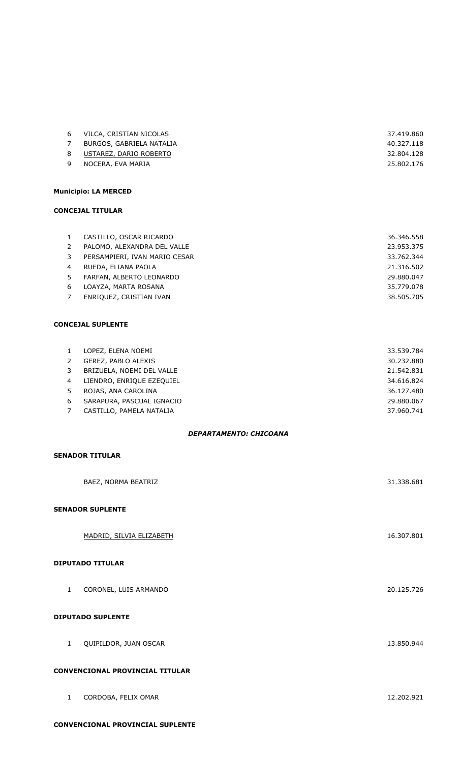| | | |
|---|---|---|
| 6 | VILCA, CRISTIAN NICOLAS | 37.419.860 |
| 7 | BURGOS, GABRIELA NATALIA | 40.327.118 |
| 8 | USTAREZ, DARIO ROBERTO | 32.804.128 |
| 9 | NOCERA, EVA MARIA | 25.802.176 |

**Municipio: LA MERCED**

**CONCEJAL TITULAR**

| | | |
|---|---|---|
| 1 | CASTILLO, OSCAR RICARDO | 36.346.558 |
| 2 | PALOMO, ALEXANDRA DEL VALLE | 23.953.375 |
| 3 | PERSAMPIERI, IVAN MARIO CESAR | 33.762.344 |
| 4 | RUEDA, ELIANA PAOLA | 21.316.502 |
| 5 | FARFAN, ALBERTO LEONARDO | 29.880.047 |
| 6 | LOAYZA, MARTA ROSANA | 35.779.078 |
| 7 | ENRIQUEZ, CRISTIAN IVAN | 38.505.705 |

**CONCEJAL SUPLENTE**

| | | |
|---|---|---|
| 1 | LOPEZ, ELENA NOEMI | 33.539.784 |
| 2 | GEREZ, PABLO ALEXIS | 30.232.880 |
| 3 | BRIZUELA, NOEMI DEL VALLE | 21.542.831 |
| 4 | LIENDRO, ENRIQUE EZEQUIEL | 34.616.824 |
| 5 | ROJAS, ANA CAROLINA | 36.127.480 |
| 6 | SARAPURA, PASCUAL IGNACIO | 29.880.067 |
| 7 | CASTILLO, PAMELA NATALIA | 37.960.741 |

***DEPARTAMENTO: CHICOANA***

**SENADOR TITULAR**

| | |
|---|---|
| BAEZ, NORMA BEATRIZ | 31.338.681 |

**SENADOR SUPLENTE**

| | |
|---|---|
| MADRID, SILVIA ELIZABETH | 16.307.801 |

**DIPUTADO TITULAR**

| | | |
|---|---|---|
| 1 | CORONEL, LUIS ARMANDO | 20.125.726 |

**DIPUTADO SUPLENTE**

| | | |
|---|---|---|
| 1 | QUIPILDOR, JUAN OSCAR | 13.850.944 |

**CONVENCIONAL PROVINCIAL TITULAR**

| | | |
|---|---|---|
| 1 | CORDOBA, FELIX OMAR | 12.202.921 |

**CONVENCIONAL PROVINCIAL SUPLENTE**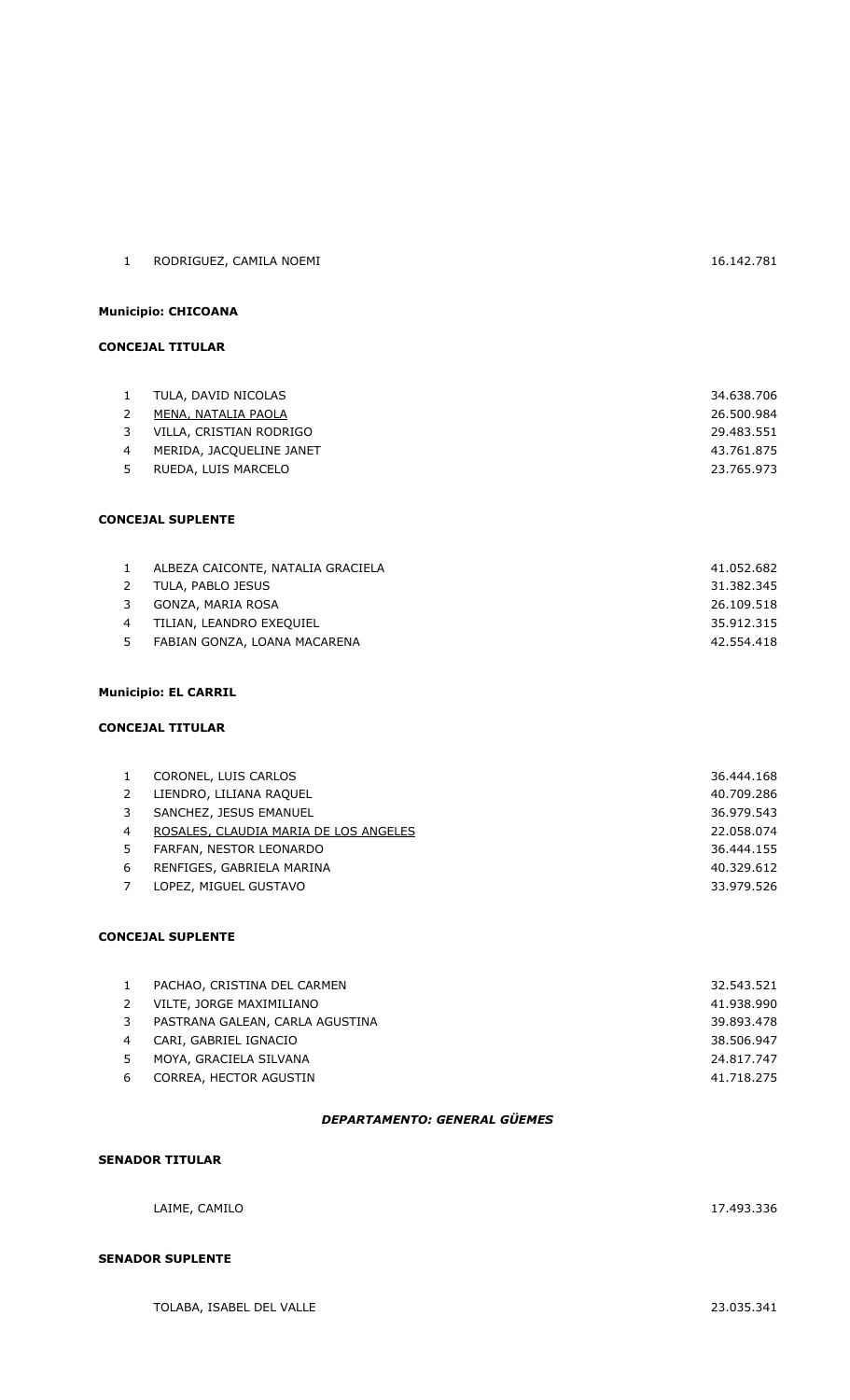| | | |
|---|---|---|
| 1 | RODRIGUEZ, CAMILA NOEMI | 16.142.781 |

**Municipio: CHICOANA**

**CONCEJAL TITULAR**

| | | |
|---|---|---|
| 1 | TULA, DAVID NICOLAS | 34.638.706 |
| 2 | MENA, NATALIA PAOLA | 26.500.984 |
| 3 | VILLA, CRISTIAN RODRIGO | 29.483.551 |
| 4 | MERIDA, JACQUELINE JANET | 43.761.875 |
| 5 | RUEDA, LUIS MARCELO | 23.765.973 |

**CONCEJAL SUPLENTE**

| | | |
|---|---|---|
| 1 | ALBEZA CAICONTE, NATALIA GRACIELA | 41.052.682 |
| 2 | TULA, PABLO JESUS | 31.382.345 |
| 3 | GONZA, MARIA ROSA | 26.109.518 |
| 4 | TILIAN, LEANDRO EXEQUIEL | 35.912.315 |
| 5 | FABIAN GONZA, LOANA MACARENA | 42.554.418 |

**Municipio: EL CARRIL**

**CONCEJAL TITULAR**

| | | |
|---|---|---|
| 1 | CORONEL, LUIS CARLOS | 36.444.168 |
| 2 | LIENDRO, LILIANA RAQUEL | 40.709.286 |
| 3 | SANCHEZ, JESUS EMANUEL | 36.979.543 |
| 4 | ROSALES, CLAUDIA MARIA DE LOS ANGELES | 22.058.074 |
| 5 | FARFAN, NESTOR LEONARDO | 36.444.155 |
| 6 | RENFIGES, GABRIELA MARINA | 40.329.612 |
| 7 | LOPEZ, MIGUEL GUSTAVO | 33.979.526 |

**CONCEJAL SUPLENTE**

| | | |
|---|---|---|
| 1 | PACHAO, CRISTINA DEL CARMEN | 32.543.521 |
| 2 | VILTE, JORGE MAXIMILIANO | 41.938.990 |
| 3 | PASTRANA GALEAN, CARLA AGUSTINA | 39.893.478 |
| 4 | CARI, GABRIEL IGNACIO | 38.506.947 |
| 5 | MOYA, GRACIELA SILVANA | 24.817.747 |
| 6 | CORREA, HECTOR AGUSTIN | 41.718.275 |

***DEPARTAMENTO: GENERAL GÜEMES***

**SENADOR TITULAR**

LAIME, CAMILO 17.493.336

**SENADOR SUPLENTE**

TOLABA, ISABEL DEL VALLE 23.035.341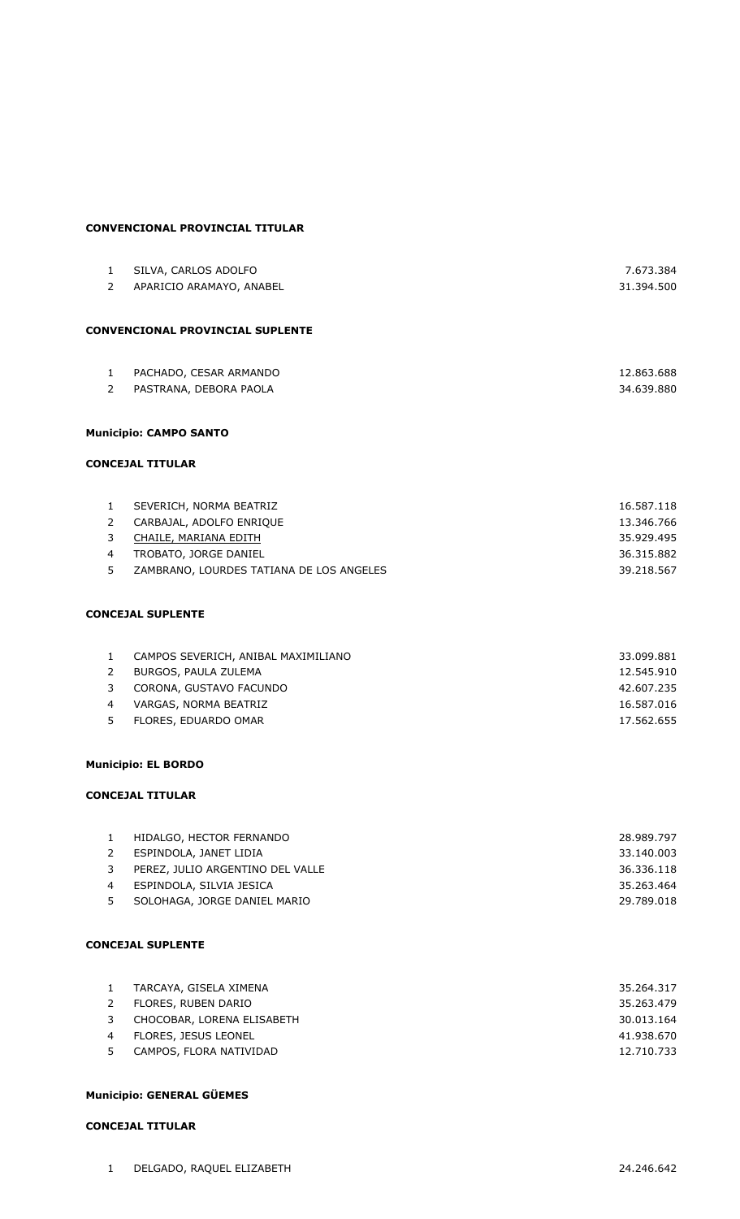**CONVENCIONAL PROVINCIAL TITULAR**

| | | |
|---|---|---|
| 1 | SILVA, CARLOS ADOLFO | 7.673.384 |
| 2 | APARICIO ARAMAYO, ANABEL | 31.394.500 |

**CONVENCIONAL PROVINCIAL SUPLENTE**

| | | |
|---|---|---|
| 1 | PACHADO, CESAR ARMANDO | 12.863.688 |
| 2 | PASTRANA, DEBORA PAOLA | 34.639.880 |

**Municipio: CAMPO SANTO**

**CONCEJAL TITULAR**

| | | |
|---|---|---|
| 1 | SEVERICH, NORMA BEATRIZ | 16.587.118 |
| 2 | CARBAJAL, ADOLFO ENRIQUE | 13.346.766 |
| 3 | CHAILE, MARIANA EDITH | 35.929.495 |
| 4 | TROBATO, JORGE DANIEL | 36.315.882 |
| 5 | ZAMBRANO, LOURDES TATIANA DE LOS ANGELES | 39.218.567 |

**CONCEJAL SUPLENTE**

| | | |
|---|---|---|
| 1 | CAMPOS SEVERICH, ANIBAL MAXIMILIANO | 33.099.881 |
| 2 | BURGOS, PAULA ZULEMA | 12.545.910 |
| 3 | CORONA, GUSTAVO FACUNDO | 42.607.235 |
| 4 | VARGAS, NORMA BEATRIZ | 16.587.016 |
| 5 | FLORES, EDUARDO OMAR | 17.562.655 |

**Municipio: EL BORDO**

**CONCEJAL TITULAR**

| | | |
|---|---|---|
| 1 | HIDALGO, HECTOR FERNANDO | 28.989.797 |
| 2 | ESPINDOLA, JANET LIDIA | 33.140.003 |
| 3 | PEREZ, JULIO ARGENTINO DEL VALLE | 36.336.118 |
| 4 | ESPINDOLA, SILVIA JESICA | 35.263.464 |
| 5 | SOLOHAGA, JORGE DANIEL MARIO | 29.789.018 |

**CONCEJAL SUPLENTE**

| | | |
|---|---|---|
| 1 | TARCAYA, GISELA XIMENA | 35.264.317 |
| 2 | FLORES, RUBEN DARIO | 35.263.479 |
| 3 | CHOCOBAR, LORENA ELISABETH | 30.013.164 |
| 4 | FLORES, JESUS LEONEL | 41.938.670 |
| 5 | CAMPOS, FLORA NATIVIDAD | 12.710.733 |

**Municipio: GENERAL GÜEMES**

**CONCEJAL TITULAR**

| | | |
|---|---|---|
| 1 | DELGADO, RAQUEL ELIZABETH | 24.246.642 |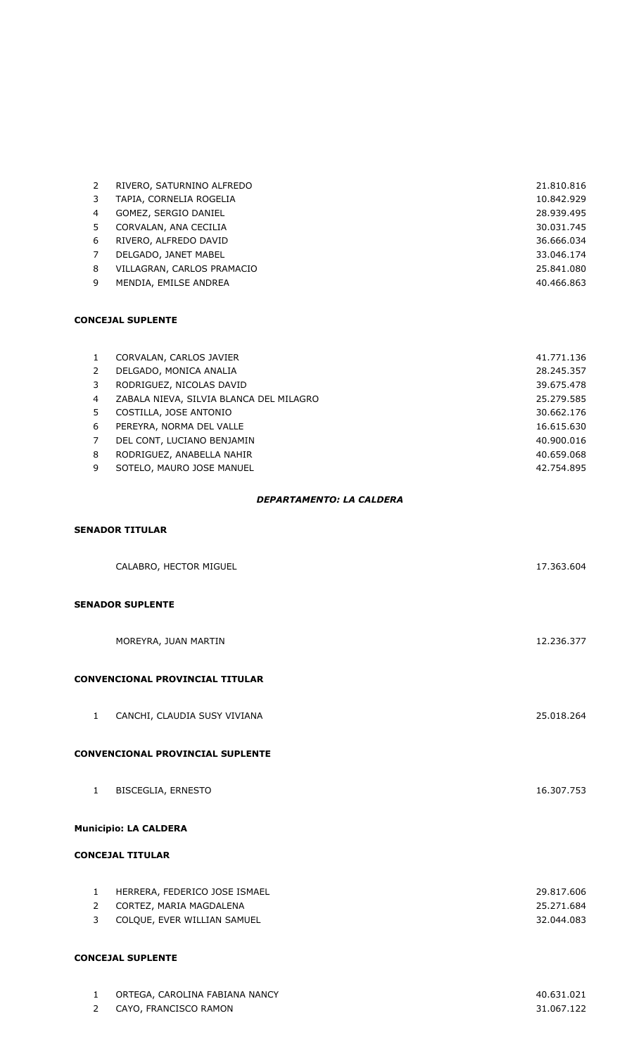| | | |
|---|---|---|
| 2 | RIVERO, SATURNINO ALFREDO | 21.810.816 |
| 3 | TAPIA, CORNELIA ROGELIA | 10.842.929 |
| 4 | GOMEZ, SERGIO DANIEL | 28.939.495 |
| 5 | CORVALAN, ANA CECILIA | 30.031.745 |
| 6 | RIVERO, ALFREDO DAVID | 36.666.034 |
| 7 | DELGADO, JANET MABEL | 33.046.174 |
| 8 | VILLAGRAN, CARLOS PRAMACIO | 25.841.080 |
| 9 | MENDIA, EMILSE ANDREA | 40.466.863 |

**CONCEJAL SUPLENTE**

| | | |
|---|---|---|
| 1 | CORVALAN, CARLOS JAVIER | 41.771.136 |
| 2 | DELGADO, MONICA ANALIA | 28.245.357 |
| 3 | RODRIGUEZ, NICOLAS DAVID | 39.675.478 |
| 4 | ZABALA NIEVA, SILVIA BLANCA DEL MILAGRO | 25.279.585 |
| 5 | COSTILLA, JOSE ANTONIO | 30.662.176 |
| 6 | PEREYRA, NORMA DEL VALLE | 16.615.630 |
| 7 | DEL CONT, LUCIANO BENJAMIN | 40.900.016 |
| 8 | RODRIGUEZ, ANABELLA NAHIR | 40.659.068 |
| 9 | SOTELO, MAURO JOSE MANUEL | 42.754.895 |

***DEPARTAMENTO: LA CALDERA***

**SENADOR TITULAR**

CALABRO, HECTOR MIGUEL 17.363.604

**SENADOR SUPLENTE**

MOREYRA, JUAN MARTIN 12.236.377

**CONVENCIONAL PROVINCIAL TITULAR**

| | | |
|---|---|---|
| 1 | CANCHI, CLAUDIA SUSY VIVIANA | 25.018.264 |

**CONVENCIONAL PROVINCIAL SUPLENTE**

| | | |
|---|---|---|
| 1 | BISCEGLIA, ERNESTO | 16.307.753 |

**Municipio: LA CALDERA**

**CONCEJAL TITULAR**

| | | |
|---|---|---|
| 1 | HERRERA, FEDERICO JOSE ISMAEL | 29.817.606 |
| 2 | CORTEZ, MARIA MAGDALENA | 25.271.684 |
| 3 | COLQUE, EVER WILLIAN SAMUEL | 32.044.083 |

**CONCEJAL SUPLENTE**

| | | |
|---|---|---|
| 1 | ORTEGA, CAROLINA FABIANA NANCY | 40.631.021 |
| 2 | CAYO, FRANCISCO RAMON | 31.067.122 |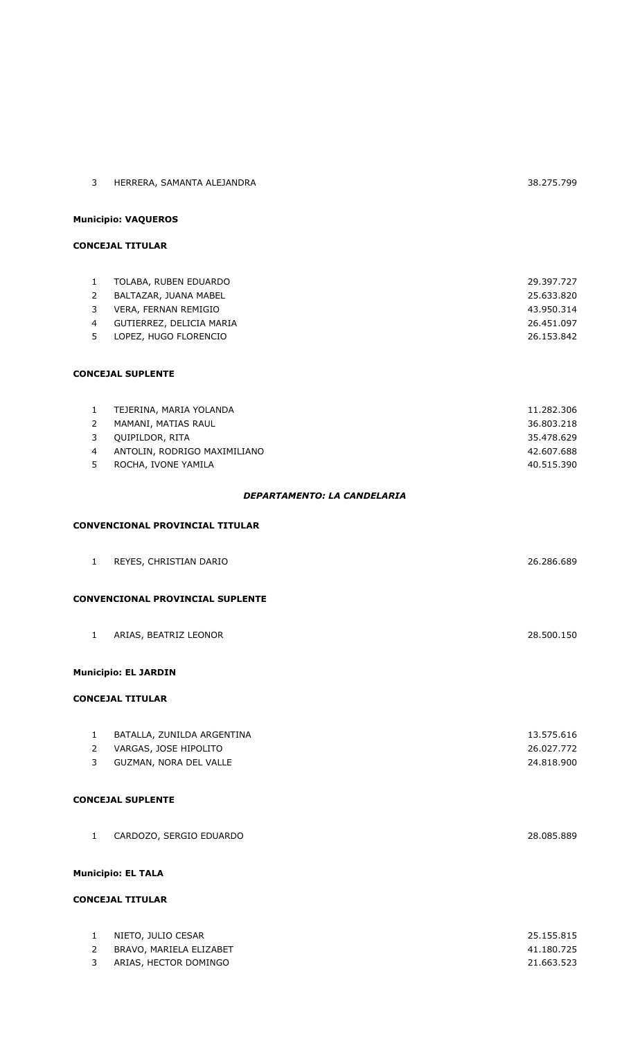| | | |
|---|---|---|
| 3 | HERRERA, SAMANTA ALEJANDRA | 38.275.799 |

**Municipio: VAQUEROS**

**CONCEJAL TITULAR**

| | | |
|---|---|---|
| 1 | TOLABA, RUBEN EDUARDO | 29.397.727 |
| 2 | BALTAZAR, JUANA MABEL | 25.633.820 |
| 3 | VERA, FERNAN REMIGIO | 43.950.314 |
| 4 | GUTIERREZ, DELICIA MARIA | 26.451.097 |
| 5 | LOPEZ, HUGO FLORENCIO | 26.153.842 |

**CONCEJAL SUPLENTE**

| | | |
|---|---|---|
| 1 | TEJERINA, MARIA YOLANDA | 11.282.306 |
| 2 | MAMANI, MATIAS RAUL | 36.803.218 |
| 3 | QUIPILDOR, RITA | 35.478.629 |
| 4 | ANTOLIN, RODRIGO MAXIMILIANO | 42.607.688 |
| 5 | ROCHA, IVONE YAMILA | 40.515.390 |

***DEPARTAMENTO: LA CANDELARIA***

**CONVENCIONAL PROVINCIAL TITULAR**

| | | |
|---|---|---|
| 1 | REYES, CHRISTIAN DARIO | 26.286.689 |

**CONVENCIONAL PROVINCIAL SUPLENTE**

| | | |
|---|---|---|
| 1 | ARIAS, BEATRIZ LEONOR | 28.500.150 |

**Municipio: EL JARDIN**

**CONCEJAL TITULAR**

| | | |
|---|---|---|
| 1 | BATALLA, ZUNILDA ARGENTINA | 13.575.616 |
| 2 | VARGAS, JOSE HIPOLITO | 26.027.772 |
| 3 | GUZMAN, NORA DEL VALLE | 24.818.900 |

**CONCEJAL SUPLENTE**

| | | |
|---|---|---|
| 1 | CARDOZO, SERGIO EDUARDO | 28.085.889 |

**Municipio: EL TALA**

**CONCEJAL TITULAR**

| | | |
|---|---|---|
| 1 | NIETO, JULIO CESAR | 25.155.815 |
| 2 | BRAVO, MARIELA ELIZABET | 41.180.725 |
| 3 | ARIAS, HECTOR DOMINGO | 21.663.523 |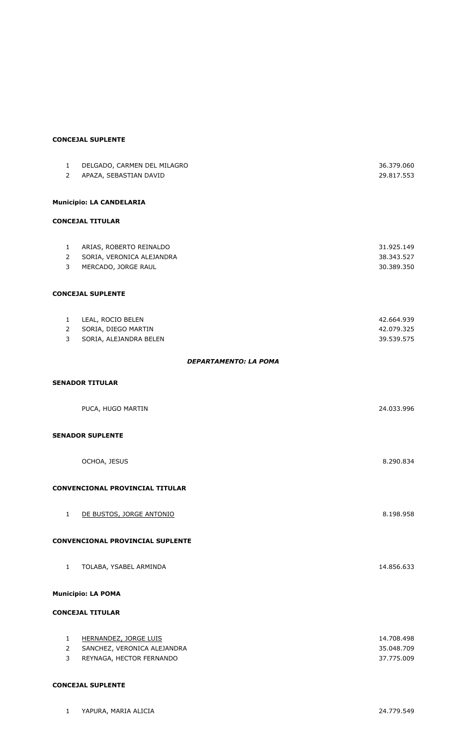**CONCEJAL SUPLENTE**

| | | |
|---|---|---|
| 1 | DELGADO, CARMEN DEL MILAGRO | 36.379.060 |
| 2 | APAZA, SEBASTIAN DAVID | 29.817.553 |

**Municipio: LA CANDELARIA**

**CONCEJAL TITULAR**

| | | |
|---|---|---|
| 1 | ARIAS, ROBERTO REINALDO | 31.925.149 |
| 2 | SORIA, VERONICA ALEJANDRA | 38.343.527 |
| 3 | MERCADO, JORGE RAUL | 30.389.350 |

**CONCEJAL SUPLENTE**

| | | |
|---|---|---|
| 1 | LEAL, ROCIO BELEN | 42.664.939 |
| 2 | SORIA, DIEGO MARTIN | 42.079.325 |
| 3 | SORIA, ALEJANDRA BELEN | 39.539.575 |

***DEPARTAMENTO: LA POMA***

**SENADOR TITULAR**

| | |
|---|---|
| PUCA, HUGO MARTIN | 24.033.996 |

**SENADOR SUPLENTE**

| | |
|---|---|
| OCHOA, JESUS | 8.290.834 |

**CONVENCIONAL PROVINCIAL TITULAR**

| | | |
|---|---|---|
| 1 | DE BUSTOS, JORGE ANTONIO | 8.198.958 |

**CONVENCIONAL PROVINCIAL SUPLENTE**

| | | |
|---|---|---|
| 1 | TOLABA, YSABEL ARMINDA | 14.856.633 |

**Municipio: LA POMA**

**CONCEJAL TITULAR**

| | | |
|---|---|---|
| 1 | HERNANDEZ, JORGE LUIS | 14.708.498 |
| 2 | SANCHEZ, VERONICA ALEJANDRA | 35.048.709 |
| 3 | REYNAGA, HECTOR FERNANDO | 37.775.009 |

**CONCEJAL SUPLENTE**

| | | |
|---|---|---|
| 1 | YAPURA, MARIA ALICIA | 24.779.549 |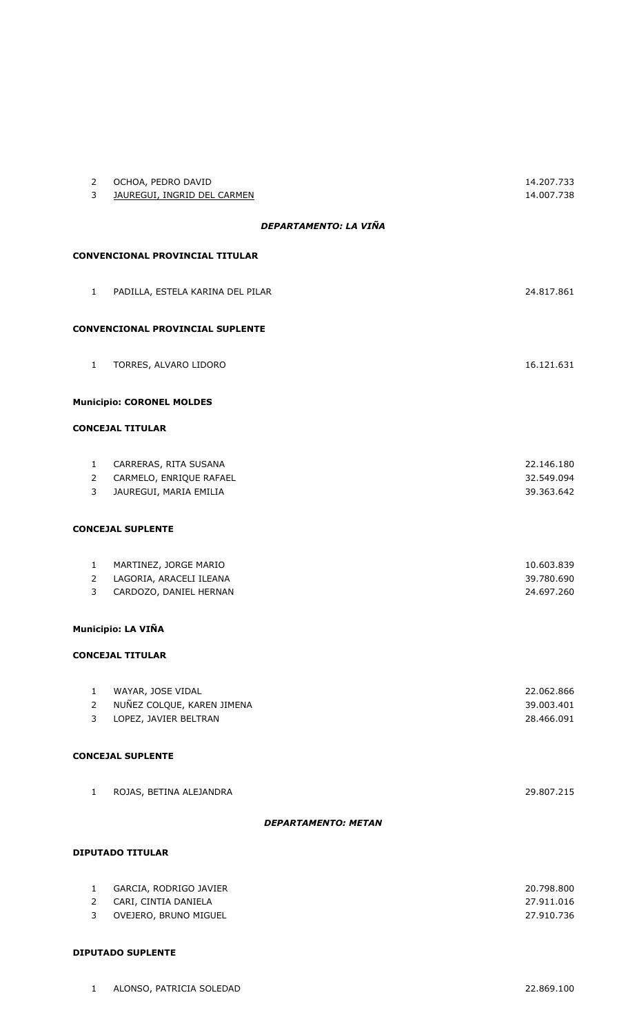| | | |
|---|---|---|
| 2 | OCHOA, PEDRO DAVID | 14.207.733 |
| 3 | JAUREGUI, INGRID DEL CARMEN | 14.007.738 |

***DEPARTAMENTO: LA VIÑA***

**CONVENCIONAL PROVINCIAL TITULAR**

| | | |
|---|---|---|
| 1 | PADILLA, ESTELA KARINA DEL PILAR | 24.817.861 |

**CONVENCIONAL PROVINCIAL SUPLENTE**

| | | |
|---|---|---|
| 1 | TORRES, ALVARO LIDORO | 16.121.631 |

**Municipio: CORONEL MOLDES**

**CONCEJAL TITULAR**

| | | |
|---|---|---|
| 1 | CARRERAS, RITA SUSANA | 22.146.180 |
| 2 | CARMELO, ENRIQUE RAFAEL | 32.549.094 |
| 3 | JAUREGUI, MARIA EMILIA | 39.363.642 |

**CONCEJAL SUPLENTE**

| | | |
|---|---|---|
| 1 | MARTINEZ, JORGE MARIO | 10.603.839 |
| 2 | LAGORIA, ARACELI ILEANA | 39.780.690 |
| 3 | CARDOZO, DANIEL HERNAN | 24.697.260 |

**Municipio: LA VIÑA**

**CONCEJAL TITULAR**

| | | |
|---|---|---|
| 1 | WAYAR, JOSE VIDAL | 22.062.866 |
| 2 | NUÑEZ COLQUE, KAREN JIMENA | 39.003.401 |
| 3 | LOPEZ, JAVIER BELTRAN | 28.466.091 |

**CONCEJAL SUPLENTE**

| | | |
|---|---|---|
| 1 | ROJAS, BETINA ALEJANDRA | 29.807.215 |

***DEPARTAMENTO: METAN***

**DIPUTADO TITULAR**

| | | |
|---|---|---|
| 1 | GARCIA, RODRIGO JAVIER | 20.798.800 |
| 2 | CARI, CINTIA DANIELA | 27.911.016 |
| 3 | OVEJERO, BRUNO MIGUEL | 27.910.736 |

**DIPUTADO SUPLENTE**

| | | |
|---|---|---|
| 1 | ALONSO, PATRICIA SOLEDAD | 22.869.100 |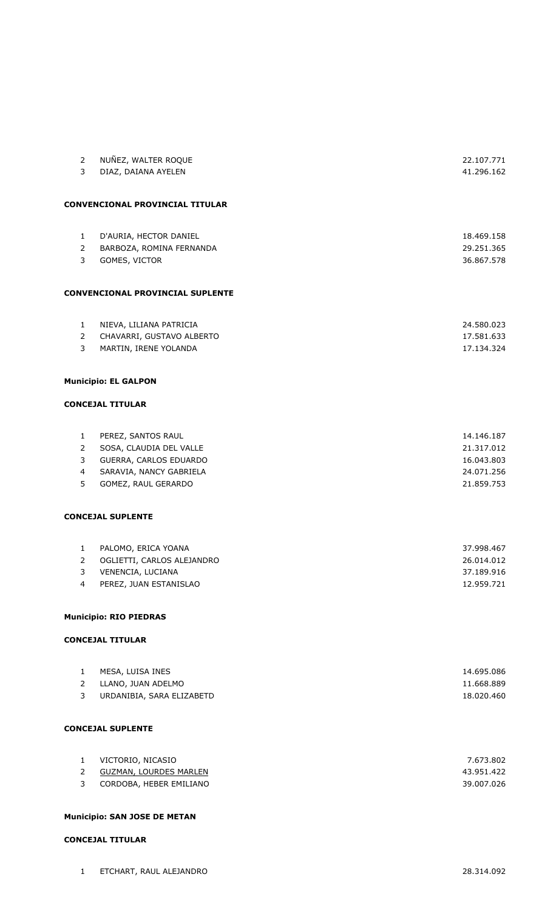| | | |
|---|---|---|
| 2 | NUÑEZ, WALTER ROQUE | 22.107.771 |
| 3 | DIAZ, DAIANA AYELEN | 41.296.162 |

**CONVENCIONAL PROVINCIAL TITULAR**

| | | |
|---|---|---|
| 1 | D'AURIA, HECTOR DANIEL | 18.469.158 |
| 2 | BARBOZA, ROMINA FERNANDA | 29.251.365 |
| 3 | GOMES, VICTOR | 36.867.578 |

**CONVENCIONAL PROVINCIAL SUPLENTE**

| | | |
|---|---|---|
| 1 | NIEVA, LILIANA PATRICIA | 24.580.023 |
| 2 | CHAVARRI, GUSTAVO ALBERTO | 17.581.633 |
| 3 | MARTIN, IRENE YOLANDA | 17.134.324 |

**Municipio: EL GALPON**

**CONCEJAL TITULAR**

| | | |
|---|---|---|
| 1 | PEREZ, SANTOS RAUL | 14.146.187 |
| 2 | SOSA, CLAUDIA DEL VALLE | 21.317.012 |
| 3 | GUERRA, CARLOS EDUARDO | 16.043.803 |
| 4 | SARAVIA, NANCY GABRIELA | 24.071.256 |
| 5 | GOMEZ, RAUL GERARDO | 21.859.753 |

**CONCEJAL SUPLENTE**

| | | |
|---|---|---|
| 1 | PALOMO, ERICA YOANA | 37.998.467 |
| 2 | OGLIETTI, CARLOS ALEJANDRO | 26.014.012 |
| 3 | VENENCIA, LUCIANA | 37.189.916 |
| 4 | PEREZ, JUAN ESTANISLAO | 12.959.721 |

**Municipio: RIO PIEDRAS**

**CONCEJAL TITULAR**

| | | |
|---|---|---|
| 1 | MESA, LUISA INES | 14.695.086 |
| 2 | LLANO, JUAN ADELMO | 11.668.889 |
| 3 | URDANIBIA, SARA ELIZABETD | 18.020.460 |

**CONCEJAL SUPLENTE**

| | | |
|---|---|---|
| 1 | VICTORIO, NICASIO | 7.673.802 |
| 2 | GUZMAN, LOURDES MARLEN | 43.951.422 |
| 3 | CORDOBA, HEBER EMILIANO | 39.007.026 |

**Municipio: SAN JOSE DE METAN**

**CONCEJAL TITULAR**

| | | |
|---|---|---|
| 1 | ETCHART, RAUL ALEJANDRO | 28.314.092 |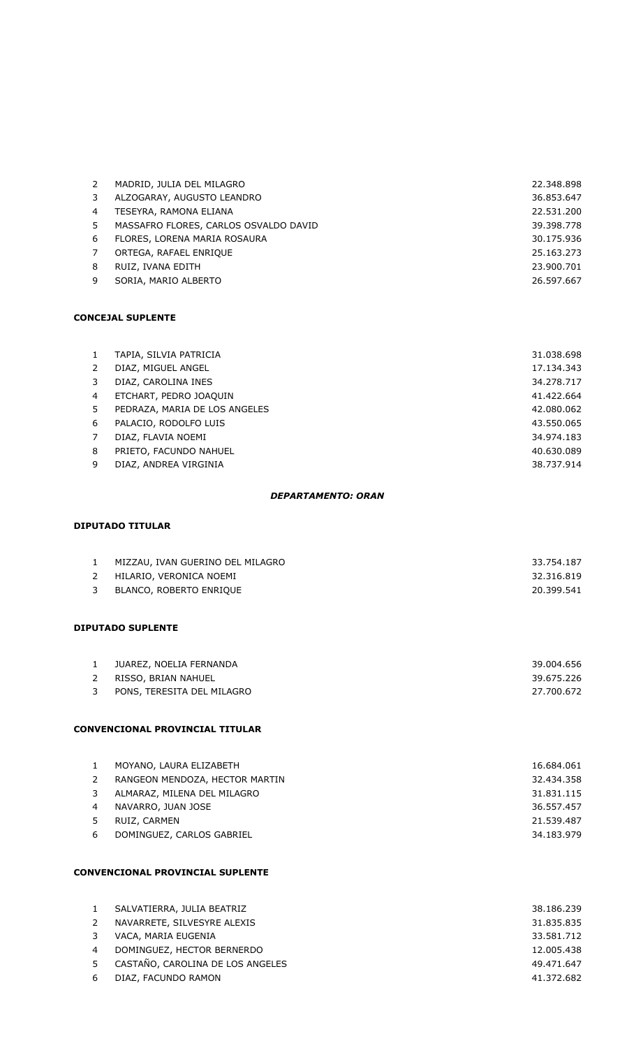| | | |
|---|---|---|
| 2 | MADRID, JULIA DEL MILAGRO | 22.348.898 |
| 3 | ALZOGARAY, AUGUSTO LEANDRO | 36.853.647 |
| 4 | TESEYRA, RAMONA ELIANA | 22.531.200 |
| 5 | MASSAFRO FLORES, CARLOS OSVALDO DAVID | 39.398.778 |
| 6 | FLORES, LORENA MARIA ROSAURA | 30.175.936 |
| 7 | ORTEGA, RAFAEL ENRIQUE | 25.163.273 |
| 8 | RUIZ, IVANA EDITH | 23.900.701 |
| 9 | SORIA, MARIO ALBERTO | 26.597.667 |

**CONCEJAL SUPLENTE**

| | | |
|---|---|---|
| 1 | TAPIA, SILVIA PATRICIA | 31.038.698 |
| 2 | DIAZ, MIGUEL ANGEL | 17.134.343 |
| 3 | DIAZ, CAROLINA INES | 34.278.717 |
| 4 | ETCHART, PEDRO JOAQUIN | 41.422.664 |
| 5 | PEDRAZA, MARIA DE LOS ANGELES | 42.080.062 |
| 6 | PALACIO, RODOLFO LUIS | 43.550.065 |
| 7 | DIAZ, FLAVIA NOEMI | 34.974.183 |
| 8 | PRIETO, FACUNDO NAHUEL | 40.630.089 |
| 9 | DIAZ, ANDREA VIRGINIA | 38.737.914 |

***DEPARTAMENTO: ORAN***

**DIPUTADO TITULAR**

| | | |
|---|---|---|
| 1 | MIZZAU, IVAN GUERINO DEL MILAGRO | 33.754.187 |
| 2 | HILARIO, VERONICA NOEMI | 32.316.819 |
| 3 | BLANCO, ROBERTO ENRIQUE | 20.399.541 |

**DIPUTADO SUPLENTE**

| | | |
|---|---|---|
| 1 | JUAREZ, NOELIA FERNANDA | 39.004.656 |
| 2 | RISSO, BRIAN NAHUEL | 39.675.226 |
| 3 | PONS, TERESITA DEL MILAGRO | 27.700.672 |

**CONVENCIONAL PROVINCIAL TITULAR**

| | | |
|---|---|---|
| 1 | MOYANO, LAURA ELIZABETH | 16.684.061 |
| 2 | RANGEON MENDOZA, HECTOR MARTIN | 32.434.358 |
| 3 | ALMARAZ, MILENA DEL MILAGRO | 31.831.115 |
| 4 | NAVARRO, JUAN JOSE | 36.557.457 |
| 5 | RUIZ, CARMEN | 21.539.487 |
| 6 | DOMINGUEZ, CARLOS GABRIEL | 34.183.979 |

**CONVENCIONAL PROVINCIAL SUPLENTE**

| | | |
|---|---|---|
| 1 | SALVATIERRA, JULIA BEATRIZ | 38.186.239 |
| 2 | NAVARRETE, SILVESYRE ALEXIS | 31.835.835 |
| 3 | VACA, MARIA EUGENIA | 33.581.712 |
| 4 | DOMINGUEZ, HECTOR BERNERDO | 12.005.438 |
| 5 | CASTAÑO, CAROLINA DE LOS ANGELES | 49.471.647 |
| 6 | DIAZ, FACUNDO RAMON | 41.372.682 |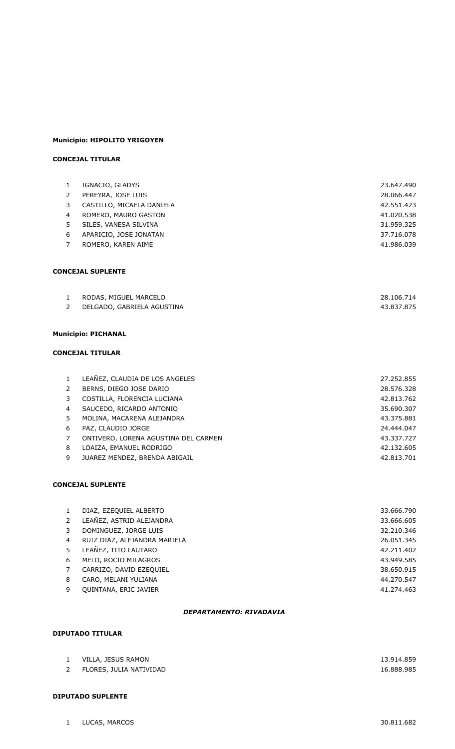**Municipio: HIPOLITO YRIGOYEN**

**CONCEJAL TITULAR**

| | | |
|---|---|---|
| 1 | IGNACIO, GLADYS | 23.647.490 |
| 2 | PEREYRA, JOSE LUIS | 28.066.447 |
| 3 | CASTILLO, MICAELA DANIELA | 42.551.423 |
| 4 | ROMERO, MAURO GASTON | 41.020.538 |
| 5 | SILES, VANESA SILVINA | 31.959.325 |
| 6 | APARICIO, JOSE JONATAN | 37.716.078 |
| 7 | ROMERO, KAREN AIME | 41.986.039 |

**CONCEJAL SUPLENTE**

| | | |
|---|---|---|
| 1 | RODAS, MIGUEL MARCELO | 28.106.714 |
| 2 | DELGADO, GABRIELA AGUSTINA | 43.837.875 |

**Municipio: PICHANAL**

**CONCEJAL TITULAR**

| | | |
|---|---|---|
| 1 | LEAÑEZ, CLAUDIA DE LOS ANGELES | 27.252.855 |
| 2 | BERNS, DIEGO JOSE DARIO | 28.576.328 |
| 3 | COSTILLA, FLORENCIA LUCIANA | 42.813.762 |
| 4 | SAUCEDO, RICARDO ANTONIO | 35.690.307 |
| 5 | MOLINA, MACARENA ALEJANDRA | 43.375.881 |
| 6 | PAZ, CLAUDIO JORGE | 24.444.047 |
| 7 | ONTIVERO, LORENA AGUSTINA DEL CARMEN | 43.337.727 |
| 8 | LOAIZA, EMANUEL RODRIGO | 42.132.605 |
| 9 | JUAREZ MENDEZ, BRENDA ABIGAIL | 42.813.701 |

**CONCEJAL SUPLENTE**

| | | |
|---|---|---|
| 1 | DIAZ, EZEQUIEL ALBERTO | 33.666.790 |
| 2 | LEAÑEZ, ASTRID ALEJANDRA | 33.666.605 |
| 3 | DOMINGUEZ, JORGE LUIS | 32.210.346 |
| 4 | RUIZ DIAZ, ALEJANDRA MARIELA | 26.051.345 |
| 5 | LEAÑEZ, TITO LAUTARO | 42.211.402 |
| 6 | MELO, ROCIO MILAGROS | 43.949.585 |
| 7 | CARRIZO, DAVID EZEQUIEL | 38.650.915 |
| 8 | CARO, MELANI YULIANA | 44.270.547 |
| 9 | QUINTANA, ERIC JAVIER | 41.274.463 |

***DEPARTAMENTO: RIVADAVIA***

**DIPUTADO TITULAR**

| | | |
|---|---|---|
| 1 | VILLA, JESUS RAMON | 13.914.859 |
| 2 | FLORES, JULIA NATIVIDAD | 16.888.985 |

**DIPUTADO SUPLENTE**

| | | |
|---|---|---|
| 1 | LUCAS, MARCOS | 30.811.682 |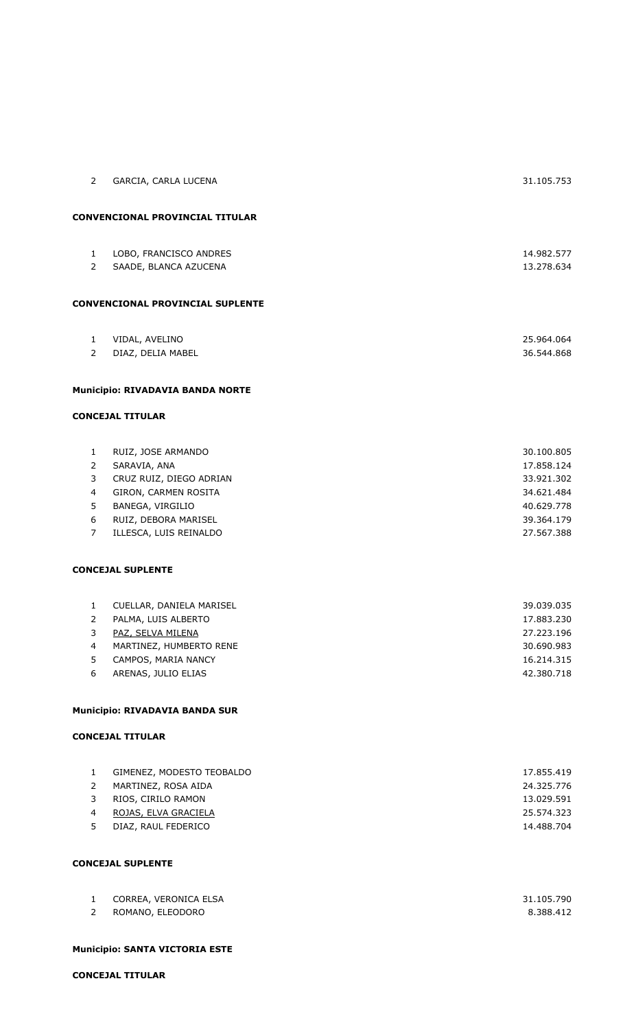| | | |
|---|---|---|
| 2 | GARCIA, CARLA LUCENA | 31.105.753 |

**CONVENCIONAL PROVINCIAL TITULAR**

| | | |
|---|---|---|
| 1 | LOBO, FRANCISCO ANDRES | 14.982.577 |
| 2 | SAADE, BLANCA AZUCENA | 13.278.634 |

**CONVENCIONAL PROVINCIAL SUPLENTE**

| | | |
|---|---|---|
| 1 | VIDAL, AVELINO | 25.964.064 |
| 2 | DIAZ, DELIA MABEL | 36.544.868 |

**Municipio: RIVADAVIA BANDA NORTE**

**CONCEJAL TITULAR**

| | | |
|---|---|---|
| 1 | RUIZ, JOSE ARMANDO | 30.100.805 |
| 2 | SARAVIA, ANA | 17.858.124 |
| 3 | CRUZ RUIZ, DIEGO ADRIAN | 33.921.302 |
| 4 | GIRON, CARMEN ROSITA | 34.621.484 |
| 5 | BANEGA, VIRGILIO | 40.629.778 |
| 6 | RUIZ, DEBORA MARISEL | 39.364.179 |
| 7 | ILLESCA, LUIS REINALDO | 27.567.388 |

**CONCEJAL SUPLENTE**

| | | |
|---|---|---|
| 1 | CUELLAR, DANIELA MARISEL | 39.039.035 |
| 2 | PALMA, LUIS ALBERTO | 17.883.230 |
| 3 | PAZ, SELVA MILENA | 27.223.196 |
| 4 | MARTINEZ, HUMBERTO RENE | 30.690.983 |
| 5 | CAMPOS, MARIA NANCY | 16.214.315 |
| 6 | ARENAS, JULIO ELIAS | 42.380.718 |

**Municipio: RIVADAVIA BANDA SUR**

**CONCEJAL TITULAR**

| | | |
|---|---|---|
| 1 | GIMENEZ, MODESTO TEOBALDO | 17.855.419 |
| 2 | MARTINEZ, ROSA AIDA | 24.325.776 |
| 3 | RIOS, CIRILO RAMON | 13.029.591 |
| 4 | ROJAS, ELVA GRACIELA | 25.574.323 |
| 5 | DIAZ, RAUL FEDERICO | 14.488.704 |

**CONCEJAL SUPLENTE**

| | | |
|---|---|---|
| 1 | CORREA, VERONICA ELSA | 31.105.790 |
| 2 | ROMANO, ELEODORO | 8.388.412 |

**Municipio: SANTA VICTORIA ESTE**

**CONCEJAL TITULAR**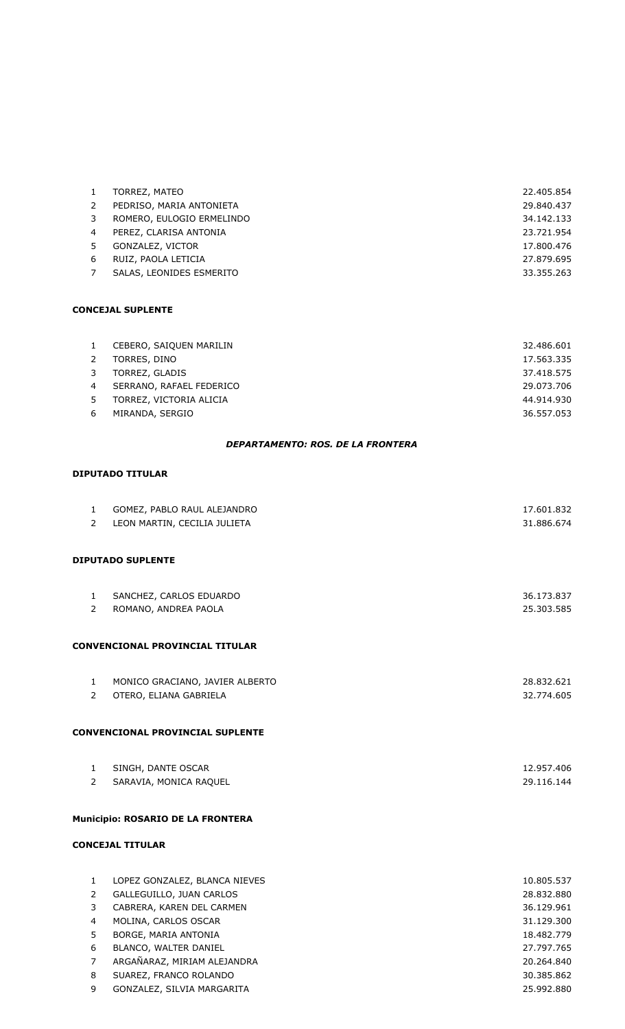| | | |
|---|---|---|
| 1 | TORREZ, MATEO | 22.405.854 |
| 2 | PEDRISO, MARIA ANTONIETA | 29.840.437 |
| 3 | ROMERO, EULOGIO ERMELINDO | 34.142.133 |
| 4 | PEREZ, CLARISA ANTONIA | 23.721.954 |
| 5 | GONZALEZ, VICTOR | 17.800.476 |
| 6 | RUIZ, PAOLA LETICIA | 27.879.695 |
| 7 | SALAS, LEONIDES ESMERITO | 33.355.263 |

**CONCEJAL SUPLENTE**

| | | |
|---|---|---|
| 1 | CEBERO, SAIQUEN MARILIN | 32.486.601 |
| 2 | TORRES, DINO | 17.563.335 |
| 3 | TORREZ, GLADIS | 37.418.575 |
| 4 | SERRANO, RAFAEL FEDERICO | 29.073.706 |
| 5 | TORREZ, VICTORIA ALICIA | 44.914.930 |
| 6 | MIRANDA, SERGIO | 36.557.053 |

***DEPARTAMENTO: ROS. DE LA FRONTERA***

**DIPUTADO TITULAR**

| | | |
|---|---|---|
| 1 | GOMEZ, PABLO RAUL ALEJANDRO | 17.601.832 |
| 2 | LEON MARTIN, CECILIA JULIETA | 31.886.674 |

**DIPUTADO SUPLENTE**

| | | |
|---|---|---|
| 1 | SANCHEZ, CARLOS EDUARDO | 36.173.837 |
| 2 | ROMANO, ANDREA PAOLA | 25.303.585 |

**CONVENCIONAL PROVINCIAL TITULAR**

| | | |
|---|---|---|
| 1 | MONICO GRACIANO, JAVIER ALBERTO | 28.832.621 |
| 2 | OTERO, ELIANA GABRIELA | 32.774.605 |

**CONVENCIONAL PROVINCIAL SUPLENTE**

| | | |
|---|---|---|
| 1 | SINGH, DANTE OSCAR | 12.957.406 |
| 2 | SARAVIA, MONICA RAQUEL | 29.116.144 |

**Municipio: ROSARIO DE LA FRONTERA**

**CONCEJAL TITULAR**

| | | |
|---|---|---|
| 1 | LOPEZ GONZALEZ, BLANCA NIEVES | 10.805.537 |
| 2 | GALLEGUILLO, JUAN CARLOS | 28.832.880 |
| 3 | CABRERA, KAREN DEL CARMEN | 36.129.961 |
| 4 | MOLINA, CARLOS OSCAR | 31.129.300 |
| 5 | BORGE, MARIA ANTONIA | 18.482.779 |
| 6 | BLANCO, WALTER DANIEL | 27.797.765 |
| 7 | ARGAÑARAZ, MIRIAM ALEJANDRA | 20.264.840 |
| 8 | SUAREZ, FRANCO ROLANDO | 30.385.862 |
| 9 | GONZALEZ, SILVIA MARGARITA | 25.992.880 |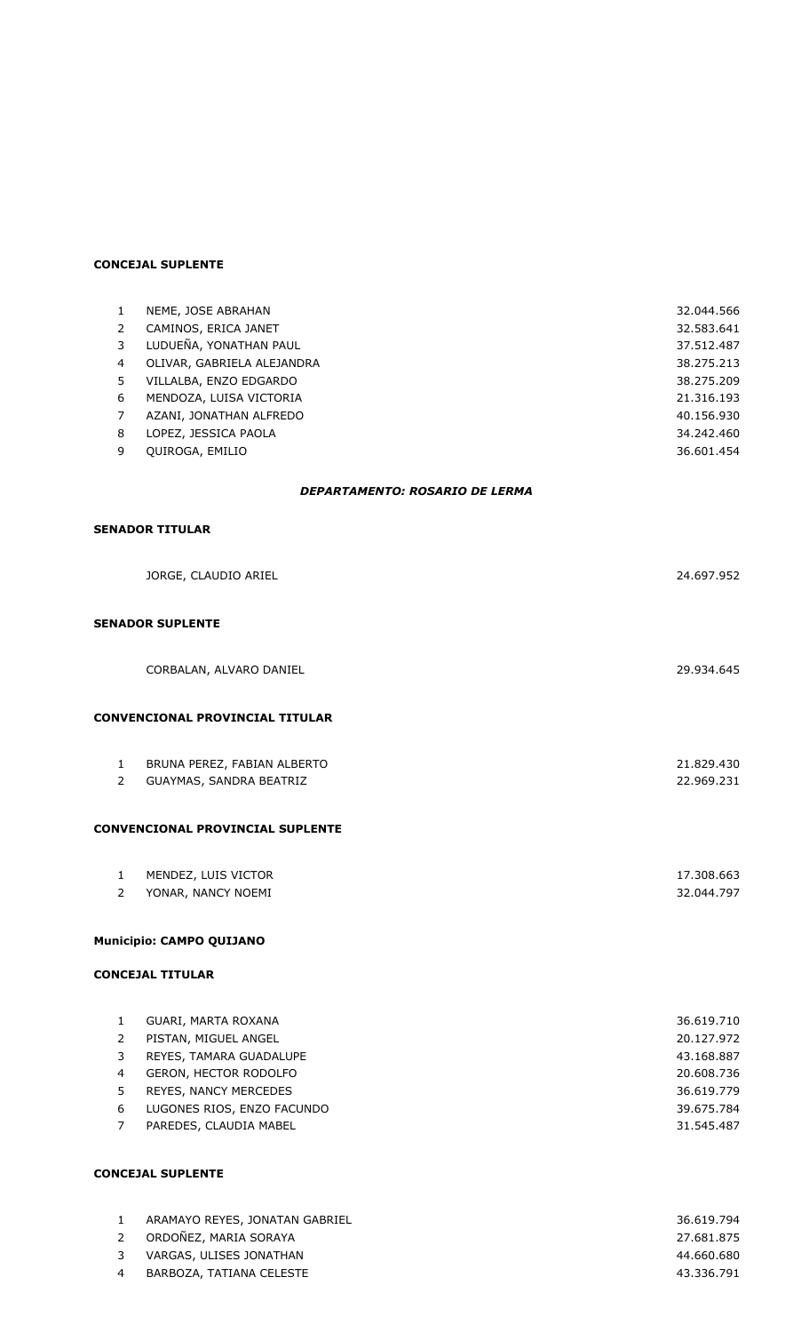**CONCEJAL SUPLENTE**

| | | |
|---|---|---|
| 1 | NEME, JOSE ABRAHAN | 32.044.566 |
| 2 | CAMINOS, ERICA JANET | 32.583.641 |
| 3 | LUDUEÑA, YONATHAN PAUL | 37.512.487 |
| 4 | OLIVAR, GABRIELA ALEJANDRA | 38.275.213 |
| 5 | VILLALBA, ENZO EDGARDO | 38.275.209 |
| 6 | MENDOZA, LUISA VICTORIA | 21.316.193 |
| 7 | AZANI, JONATHAN ALFREDO | 40.156.930 |
| 8 | LOPEZ, JESSICA PAOLA | 34.242.460 |
| 9 | QUIROGA, EMILIO | 36.601.454 |

***DEPARTAMENTO: ROSARIO DE LERMA***

**SENADOR TITULAR**

| | |
|---|---|
| JORGE, CLAUDIO ARIEL | 24.697.952 |

**SENADOR SUPLENTE**

| | |
|---|---|
| CORBALAN, ALVARO DANIEL | 29.934.645 |

**CONVENCIONAL PROVINCIAL TITULAR**

| | | |
|---|---|---|
| 1 | BRUNA PEREZ, FABIAN ALBERTO | 21.829.430 |
| 2 | GUAYMAS, SANDRA BEATRIZ | 22.969.231 |

**CONVENCIONAL PROVINCIAL SUPLENTE**

| | | |
|---|---|---|
| 1 | MENDEZ, LUIS VICTOR | 17.308.663 |
| 2 | YONAR, NANCY NOEMI | 32.044.797 |

**Municipio: CAMPO QUIJANO**

**CONCEJAL TITULAR**

| | | |
|---|---|---|
| 1 | GUARI, MARTA ROXANA | 36.619.710 |
| 2 | PISTAN, MIGUEL ANGEL | 20.127.972 |
| 3 | REYES, TAMARA GUADALUPE | 43.168.887 |
| 4 | GERON, HECTOR RODOLFO | 20.608.736 |
| 5 | REYES, NANCY MERCEDES | 36.619.779 |
| 6 | LUGONES RIOS, ENZO FACUNDO | 39.675.784 |
| 7 | PAREDES, CLAUDIA MABEL | 31.545.487 |

**CONCEJAL SUPLENTE**

| | | |
|---|---|---|
| 1 | ARAMAYO REYES, JONATAN GABRIEL | 36.619.794 |
| 2 | ORDOÑEZ, MARIA SORAYA | 27.681.875 |
| 3 | VARGAS, ULISES JONATHAN | 44.660.680 |
| 4 | BARBOZA, TATIANA CELESTE | 43.336.791 |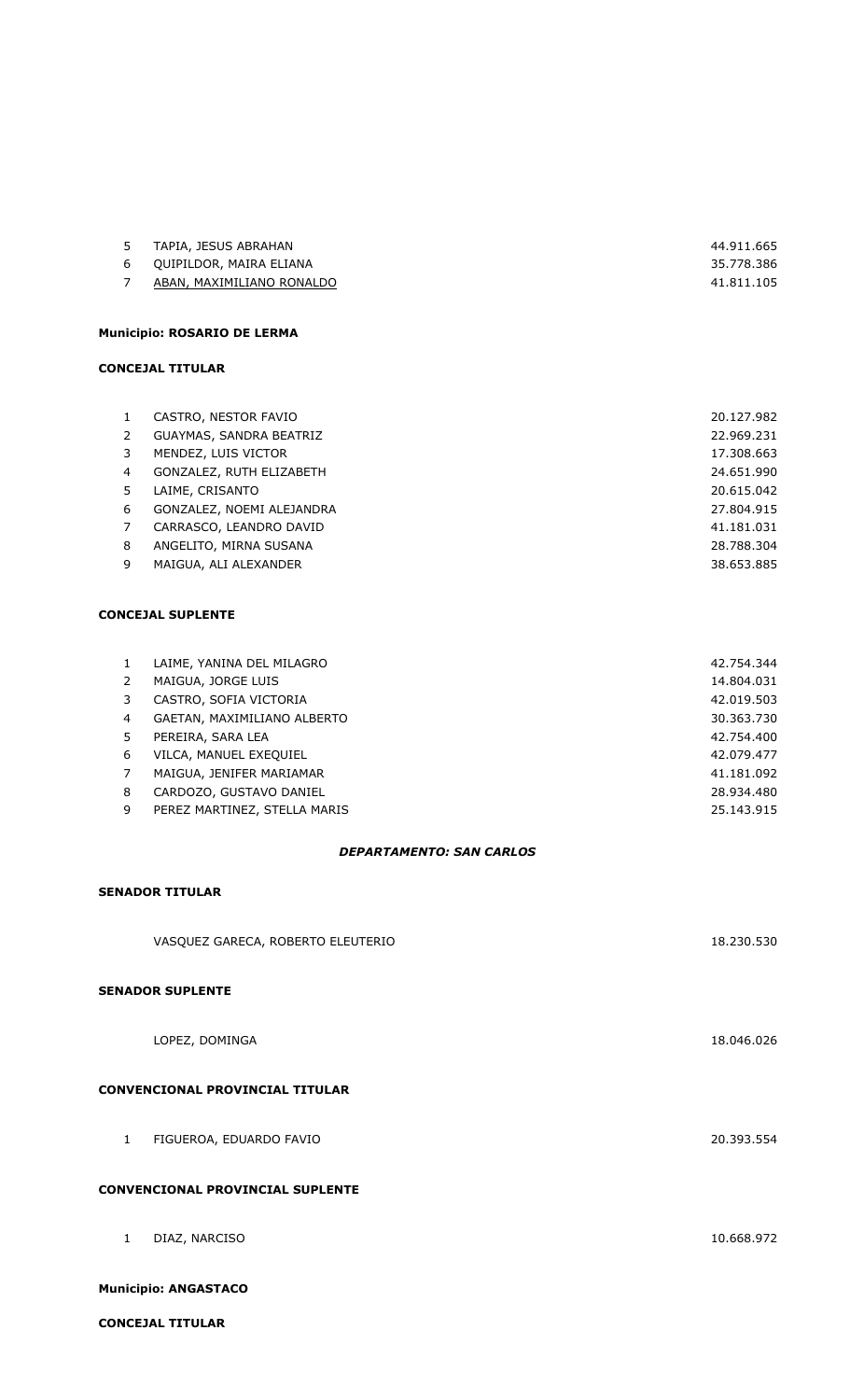| | | |
|---|---|---|
| 5 | TAPIA, JESUS ABRAHAN | 44.911.665 |
| 6 | QUIPILDOR, MAIRA ELIANA | 35.778.386 |
| 7 | ABAN, MAXIMILIANO RONALDO | 41.811.105 |

**Municipio: ROSARIO DE LERMA**

**CONCEJAL TITULAR**

| | | |
|---|---|---|
| 1 | CASTRO, NESTOR FAVIO | 20.127.982 |
| 2 | GUAYMAS, SANDRA BEATRIZ | 22.969.231 |
| 3 | MENDEZ, LUIS VICTOR | 17.308.663 |
| 4 | GONZALEZ, RUTH ELIZABETH | 24.651.990 |
| 5 | LAIME, CRISANTO | 20.615.042 |
| 6 | GONZALEZ, NOEMI ALEJANDRA | 27.804.915 |
| 7 | CARRASCO, LEANDRO DAVID | 41.181.031 |
| 8 | ANGELITO, MIRNA SUSANA | 28.788.304 |
| 9 | MAIGUA, ALI ALEXANDER | 38.653.885 |

**CONCEJAL SUPLENTE**

| | | |
|---|---|---|
| 1 | LAIME, YANINA DEL MILAGRO | 42.754.344 |
| 2 | MAIGUA, JORGE LUIS | 14.804.031 |
| 3 | CASTRO, SOFIA VICTORIA | 42.019.503 |
| 4 | GAETAN, MAXIMILIANO ALBERTO | 30.363.730 |
| 5 | PEREIRA, SARA LEA | 42.754.400 |
| 6 | VILCA, MANUEL EXEQUIEL | 42.079.477 |
| 7 | MAIGUA, JENIFER MARIAMAR | 41.181.092 |
| 8 | CARDOZO, GUSTAVO DANIEL | 28.934.480 |
| 9 | PEREZ MARTINEZ, STELLA MARIS | 25.143.915 |

***DEPARTAMENTO: SAN CARLOS***

**SENADOR TITULAR**

VASQUEZ GARECA, ROBERTO ELEUTERIO — 18.230.530

**SENADOR SUPLENTE**

LOPEZ, DOMINGA — 18.046.026

**CONVENCIONAL PROVINCIAL TITULAR**

1 FIGUEROA, EDUARDO FAVIO — 20.393.554

**CONVENCIONAL PROVINCIAL SUPLENTE**

1 DIAZ, NARCISO — 10.668.972

**Municipio: ANGASTACO**

**CONCEJAL TITULAR**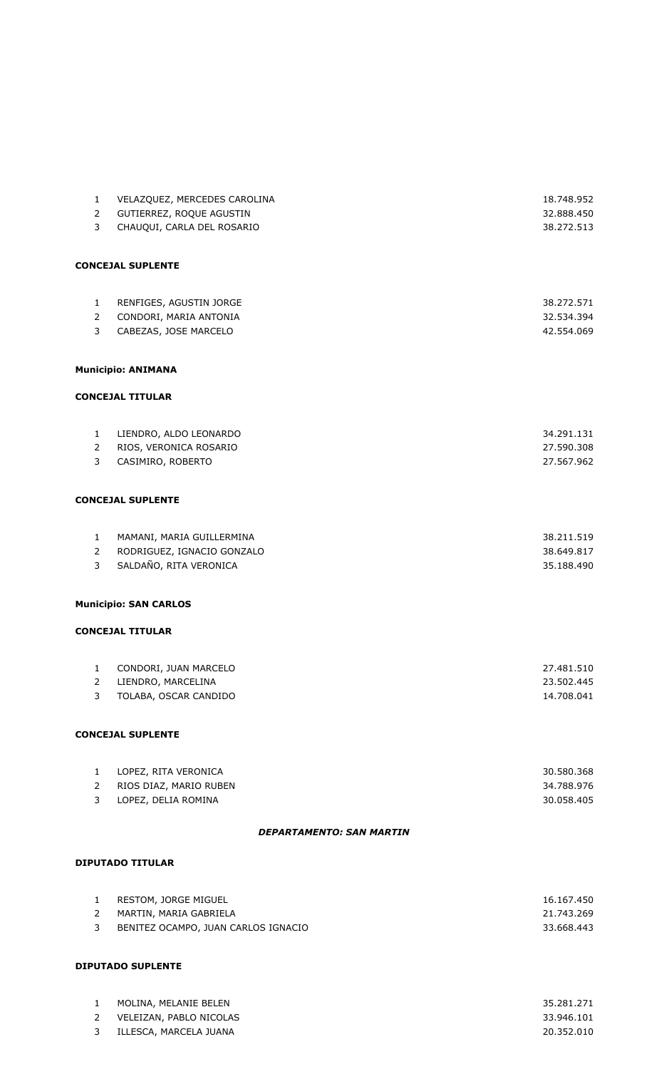| | | |
|---|---|---|
| 1 | VELAZQUEZ, MERCEDES CAROLINA | 18.748.952 |
| 2 | GUTIERREZ, ROQUE AGUSTIN | 32.888.450 |
| 3 | CHAUQUI, CARLA DEL ROSARIO | 38.272.513 |

**CONCEJAL SUPLENTE**

| | | |
|---|---|---|
| 1 | RENFIGES, AGUSTIN JORGE | 38.272.571 |
| 2 | CONDORI, MARIA ANTONIA | 32.534.394 |
| 3 | CABEZAS, JOSE MARCELO | 42.554.069 |

**Municipio: ANIMANA**

**CONCEJAL TITULAR**

| | | |
|---|---|---|
| 1 | LIENDRO, ALDO LEONARDO | 34.291.131 |
| 2 | RIOS, VERONICA ROSARIO | 27.590.308 |
| 3 | CASIMIRO, ROBERTO | 27.567.962 |

**CONCEJAL SUPLENTE**

| | | |
|---|---|---|
| 1 | MAMANI, MARIA GUILLERMINA | 38.211.519 |
| 2 | RODRIGUEZ, IGNACIO GONZALO | 38.649.817 |
| 3 | SALDAÑO, RITA VERONICA | 35.188.490 |

**Municipio: SAN CARLOS**

**CONCEJAL TITULAR**

| | | |
|---|---|---|
| 1 | CONDORI, JUAN MARCELO | 27.481.510 |
| 2 | LIENDRO, MARCELINA | 23.502.445 |
| 3 | TOLABA, OSCAR CANDIDO | 14.708.041 |

**CONCEJAL SUPLENTE**

| | | |
|---|---|---|
| 1 | LOPEZ, RITA VERONICA | 30.580.368 |
| 2 | RIOS DIAZ, MARIO RUBEN | 34.788.976 |
| 3 | LOPEZ, DELIA ROMINA | 30.058.405 |

***DEPARTAMENTO: SAN MARTIN***

**DIPUTADO TITULAR**

| | | |
|---|---|---|
| 1 | RESTOM, JORGE MIGUEL | 16.167.450 |
| 2 | MARTIN, MARIA GABRIELA | 21.743.269 |
| 3 | BENITEZ OCAMPO, JUAN CARLOS IGNACIO | 33.668.443 |

**DIPUTADO SUPLENTE**

| | | |
|---|---|---|
| 1 | MOLINA, MELANIE BELEN | 35.281.271 |
| 2 | VELEIZAN, PABLO NICOLAS | 33.946.101 |
| 3 | ILLESCA, MARCELA JUANA | 20.352.010 |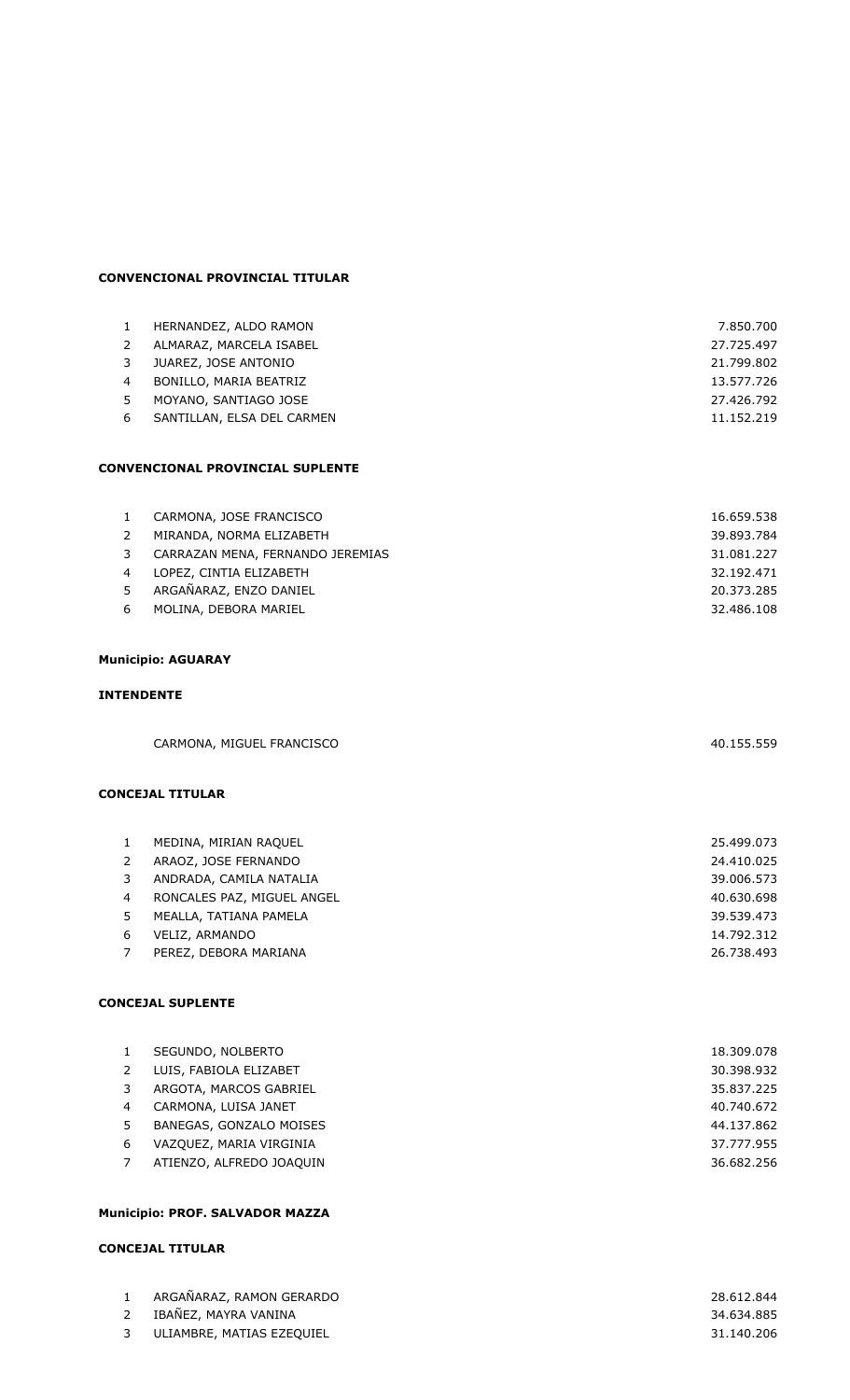**CONVENCIONAL PROVINCIAL TITULAR**

| | | |
|---|---|---|
| 1 | HERNANDEZ, ALDO RAMON | 7.850.700 |
| 2 | ALMARAZ, MARCELA ISABEL | 27.725.497 |
| 3 | JUAREZ, JOSE ANTONIO | 21.799.802 |
| 4 | BONILLO, MARIA BEATRIZ | 13.577.726 |
| 5 | MOYANO, SANTIAGO JOSE | 27.426.792 |
| 6 | SANTILLAN, ELSA DEL CARMEN | 11.152.219 |

**CONVENCIONAL PROVINCIAL SUPLENTE**

| | | |
|---|---|---|
| 1 | CARMONA, JOSE FRANCISCO | 16.659.538 |
| 2 | MIRANDA, NORMA ELIZABETH | 39.893.784 |
| 3 | CARRAZAN MENA, FERNANDO JEREMIAS | 31.081.227 |
| 4 | LOPEZ, CINTIA ELIZABETH | 32.192.471 |
| 5 | ARGAÑARAZ, ENZO DANIEL | 20.373.285 |
| 6 | MOLINA, DEBORA MARIEL | 32.486.108 |

**Municipio: AGUARAY**

**INTENDENTE**

| | |
|---|---|
| CARMONA, MIGUEL FRANCISCO | 40.155.559 |

**CONCEJAL TITULAR**

| | | |
|---|---|---|
| 1 | MEDINA, MIRIAN RAQUEL | 25.499.073 |
| 2 | ARAOZ, JOSE FERNANDO | 24.410.025 |
| 3 | ANDRADA, CAMILA NATALIA | 39.006.573 |
| 4 | RONCALES PAZ, MIGUEL ANGEL | 40.630.698 |
| 5 | MEALLA, TATIANA PAMELA | 39.539.473 |
| 6 | VELIZ, ARMANDO | 14.792.312 |
| 7 | PEREZ, DEBORA MARIANA | 26.738.493 |

**CONCEJAL SUPLENTE**

| | | |
|---|---|---|
| 1 | SEGUNDO, NOLBERTO | 18.309.078 |
| 2 | LUIS, FABIOLA ELIZABET | 30.398.932 |
| 3 | ARGOTA, MARCOS GABRIEL | 35.837.225 |
| 4 | CARMONA, LUISA JANET | 40.740.672 |
| 5 | BANEGAS, GONZALO MOISES | 44.137.862 |
| 6 | VAZQUEZ, MARIA VIRGINIA | 37.777.955 |
| 7 | ATIENZO, ALFREDO JOAQUIN | 36.682.256 |

**Municipio: PROF. SALVADOR MAZZA**

**CONCEJAL TITULAR**

| | | |
|---|---|---|
| 1 | ARGAÑARAZ, RAMON GERARDO | 28.612.844 |
| 2 | IBAÑEZ, MAYRA VANINA | 34.634.885 |
| 3 | ULIAMBRE, MATIAS EZEQUIEL | 31.140.206 |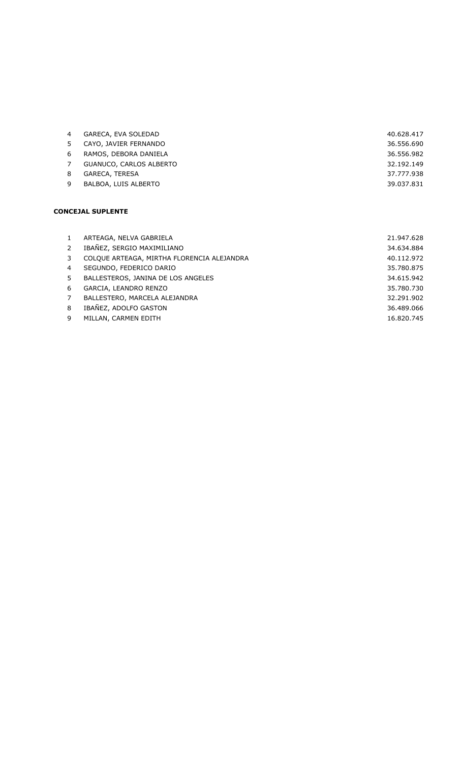| | | |
|---|---|---|
| 4 | GARECA, EVA SOLEDAD | 40.628.417 |
| 5 | CAYO, JAVIER FERNANDO | 36.556.690 |
| 6 | RAMOS, DEBORA DANIELA | 36.556.982 |
| 7 | GUANUCO, CARLOS ALBERTO | 32.192.149 |
| 8 | GARECA, TERESA | 37.777.938 |
| 9 | BALBOA, LUIS ALBERTO | 39.037.831 |

**CONCEJAL SUPLENTE**

| | | |
|---|---|---|
| 1 | ARTEAGA, NELVA GABRIELA | 21.947.628 |
| 2 | IBAÑEZ, SERGIO MAXIMILIANO | 34.634.884 |
| 3 | COLQUE ARTEAGA, MIRTHA FLORENCIA ALEJANDRA | 40.112.972 |
| 4 | SEGUNDO, FEDERICO DARIO | 35.780.875 |
| 5 | BALLESTEROS, JANINA DE LOS ANGELES | 34.615.942 |
| 6 | GARCIA, LEANDRO RENZO | 35.780.730 |
| 7 | BALLESTERO, MARCELA ALEJANDRA | 32.291.902 |
| 8 | IBAÑEZ, ADOLFO GASTON | 36.489.066 |
| 9 | MILLAN, CARMEN EDITH | 16.820.745 |